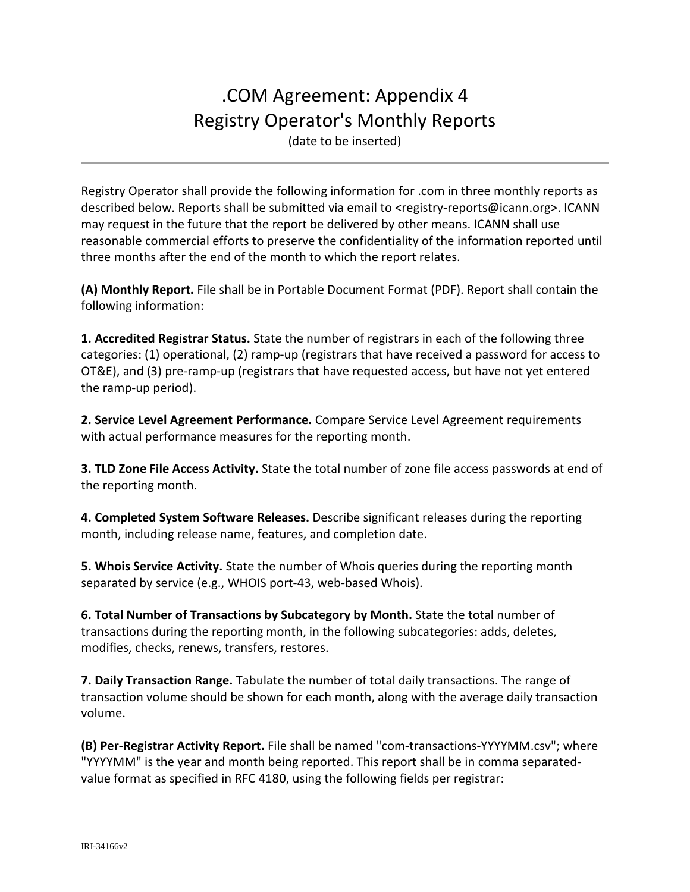# .COM Agreement: Appendix 4
## Registry Operator's Monthly Reports

(date to be inserted)

---

Registry Operator shall provide the following information for .com in three monthly reports as described below. Reports shall be submitted via email to <registry-reports@icann.org>. ICANN may request in the future that the report be delivered by other means. ICANN shall use reasonable commercial efforts to preserve the confidentiality of the information reported until three months after the end of the month to which the report relates.

**(A) Monthly Report.** File shall be in Portable Document Format (PDF). Report shall contain the following information:

**1. Accredited Registrar Status.** State the number of registrars in each of the following three categories: (1) operational, (2) ramp-up (registrars that have received a password for access to OT&E), and (3) pre-ramp-up (registrars that have requested access, but have not yet entered the ramp-up period).

**2. Service Level Agreement Performance.** Compare Service Level Agreement requirements with actual performance measures for the reporting month.

**3. TLD Zone File Access Activity.** State the total number of zone file access passwords at end of the reporting month.

**4. Completed System Software Releases.** Describe significant releases during the reporting month, including release name, features, and completion date.

**5. Whois Service Activity.** State the number of Whois queries during the reporting month separated by service (e.g., WHOIS port-43, web-based Whois).

**6. Total Number of Transactions by Subcategory by Month.** State the total number of transactions during the reporting month, in the following subcategories: adds, deletes, modifies, checks, renews, transfers, restores.

**7. Daily Transaction Range.** Tabulate the number of total daily transactions. The range of transaction volume should be shown for each month, along with the average daily transaction volume.

**(B) Per-Registrar Activity Report.** File shall be named "com-transactions-YYYYMM.csv"; where "YYYYMM" is the year and month being reported. This report shall be in comma separated-value format as specified in RFC 4180, using the following fields per registrar: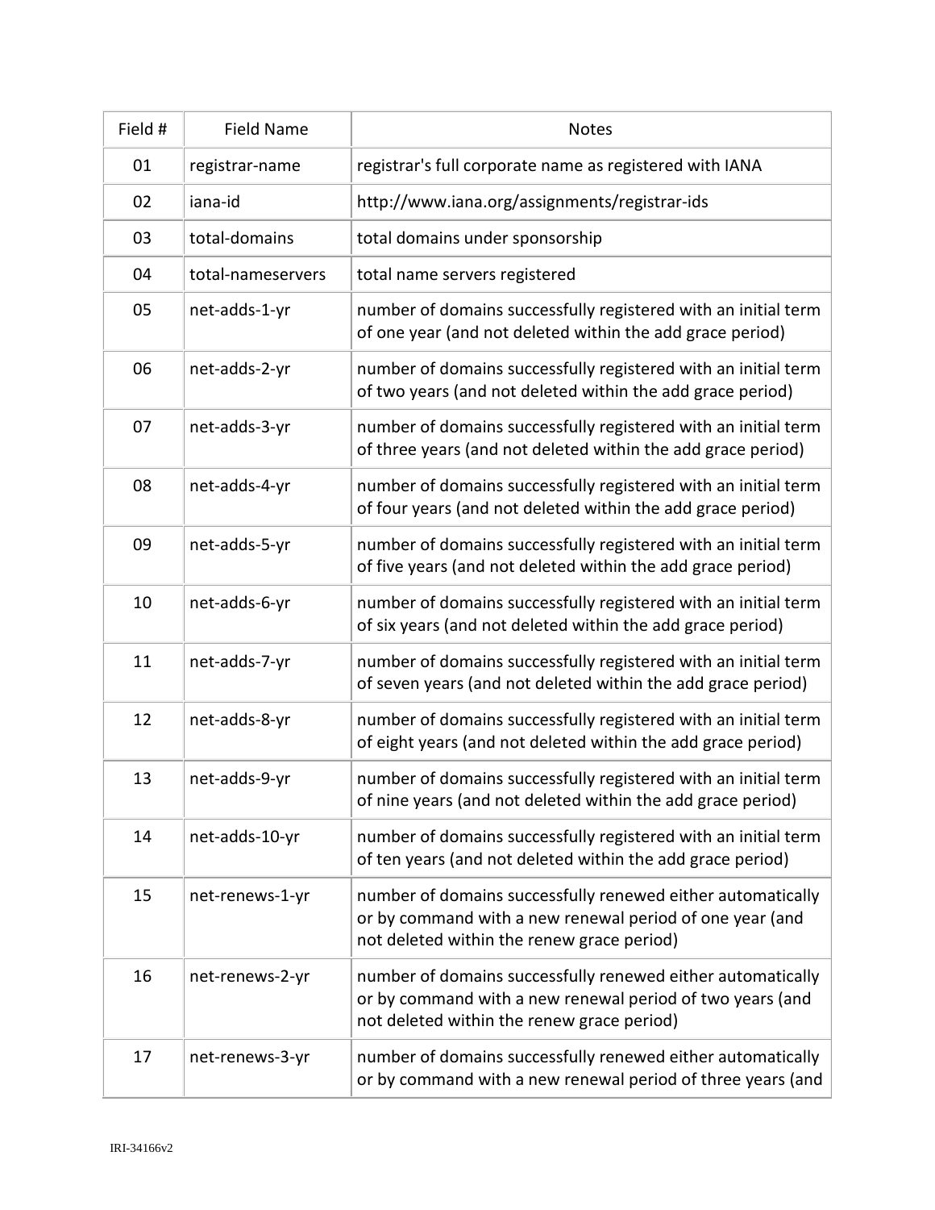| Field # | Field Name | Notes |
| --- | --- | --- |
| 01 | registrar-name | registrar's full corporate name as registered with IANA |
| 02 | iana-id | http://www.iana.org/assignments/registrar-ids |
| 03 | total-domains | total domains under sponsorship |
| 04 | total-nameservers | total name servers registered |
| 05 | net-adds-1-yr | number of domains successfully registered with an initial term of one year (and not deleted within the add grace period) |
| 06 | net-adds-2-yr | number of domains successfully registered with an initial term of two years (and not deleted within the add grace period) |
| 07 | net-adds-3-yr | number of domains successfully registered with an initial term of three years (and not deleted within the add grace period) |
| 08 | net-adds-4-yr | number of domains successfully registered with an initial term of four years (and not deleted within the add grace period) |
| 09 | net-adds-5-yr | number of domains successfully registered with an initial term of five years (and not deleted within the add grace period) |
| 10 | net-adds-6-yr | number of domains successfully registered with an initial term of six years (and not deleted within the add grace period) |
| 11 | net-adds-7-yr | number of domains successfully registered with an initial term of seven years (and not deleted within the add grace period) |
| 12 | net-adds-8-yr | number of domains successfully registered with an initial term of eight years (and not deleted within the add grace period) |
| 13 | net-adds-9-yr | number of domains successfully registered with an initial term of nine years (and not deleted within the add grace period) |
| 14 | net-adds-10-yr | number of domains successfully registered with an initial term of ten years (and not deleted within the add grace period) |
| 15 | net-renews-1-yr | number of domains successfully renewed either automatically or by command with a new renewal period of one year (and not deleted within the renew grace period) |
| 16 | net-renews-2-yr | number of domains successfully renewed either automatically or by command with a new renewal period of two years (and not deleted within the renew grace period) |
| 17 | net-renews-3-yr | number of domains successfully renewed either automatically or by command with a new renewal period of three years (and |

IRI-34166v2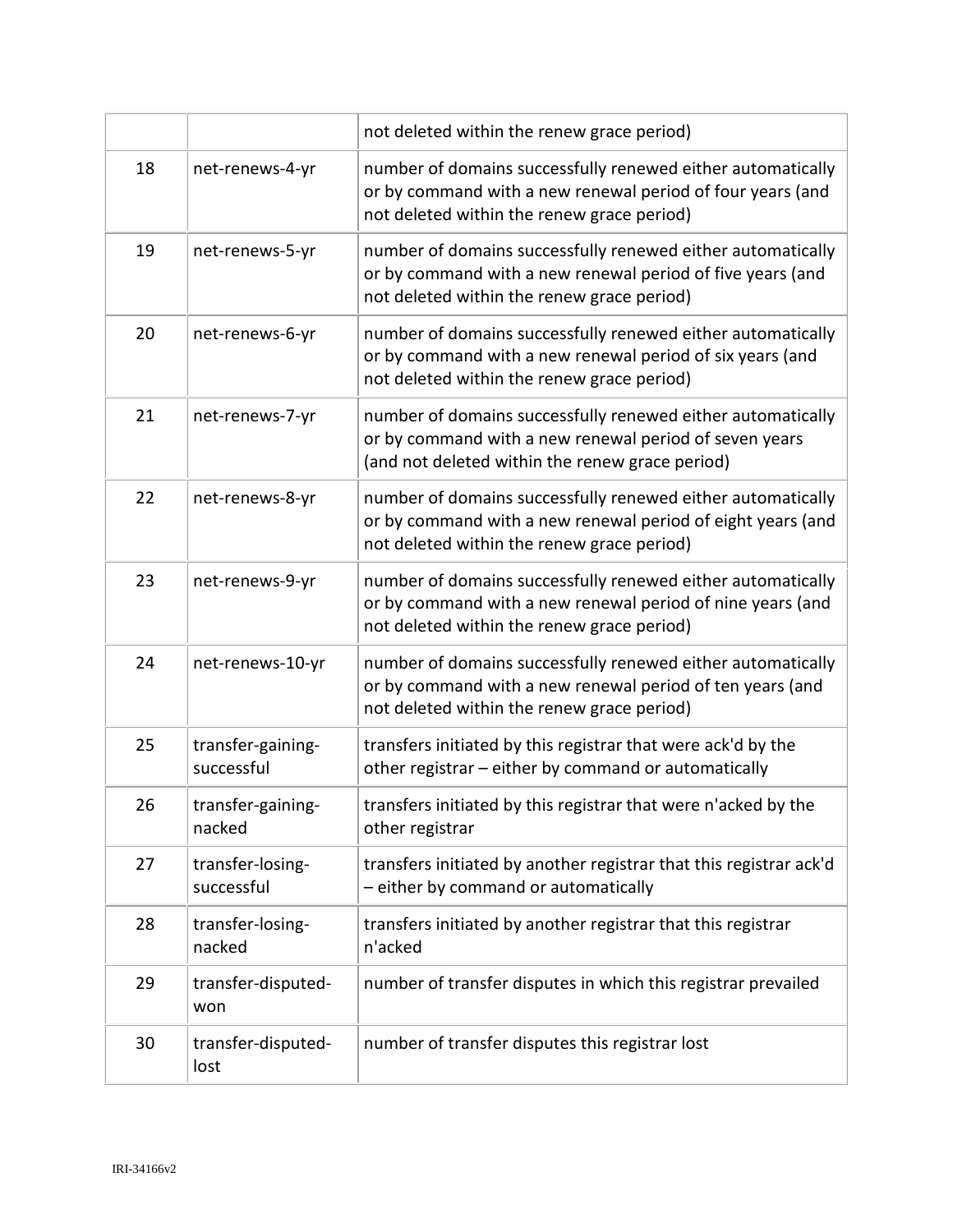| | | |
|---|---|---|
| | | not deleted within the renew grace period) |
| 18 | net-renews-4-yr | number of domains successfully renewed either automatically or by command with a new renewal period of four years (and not deleted within the renew grace period) |
| 19 | net-renews-5-yr | number of domains successfully renewed either automatically or by command with a new renewal period of five years (and not deleted within the renew grace period) |
| 20 | net-renews-6-yr | number of domains successfully renewed either automatically or by command with a new renewal period of six years (and not deleted within the renew grace period) |
| 21 | net-renews-7-yr | number of domains successfully renewed either automatically or by command with a new renewal period of seven years (and not deleted within the renew grace period) |
| 22 | net-renews-8-yr | number of domains successfully renewed either automatically or by command with a new renewal period of eight years (and not deleted within the renew grace period) |
| 23 | net-renews-9-yr | number of domains successfully renewed either automatically or by command with a new renewal period of nine years (and not deleted within the renew grace period) |
| 24 | net-renews-10-yr | number of domains successfully renewed either automatically or by command with a new renewal period of ten years (and not deleted within the renew grace period) |
| 25 | transfer-gaining-successful | transfers initiated by this registrar that were ack'd by the other registrar – either by command or automatically |
| 26 | transfer-gaining-nacked | transfers initiated by this registrar that were n'acked by the other registrar |
| 27 | transfer-losing-successful | transfers initiated by another registrar that this registrar ack'd – either by command or automatically |
| 28 | transfer-losing-nacked | transfers initiated by another registrar that this registrar n'acked |
| 29 | transfer-disputed-won | number of transfer disputes in which this registrar prevailed |
| 30 | transfer-disputed-lost | number of transfer disputes this registrar lost |

IRI-34166v2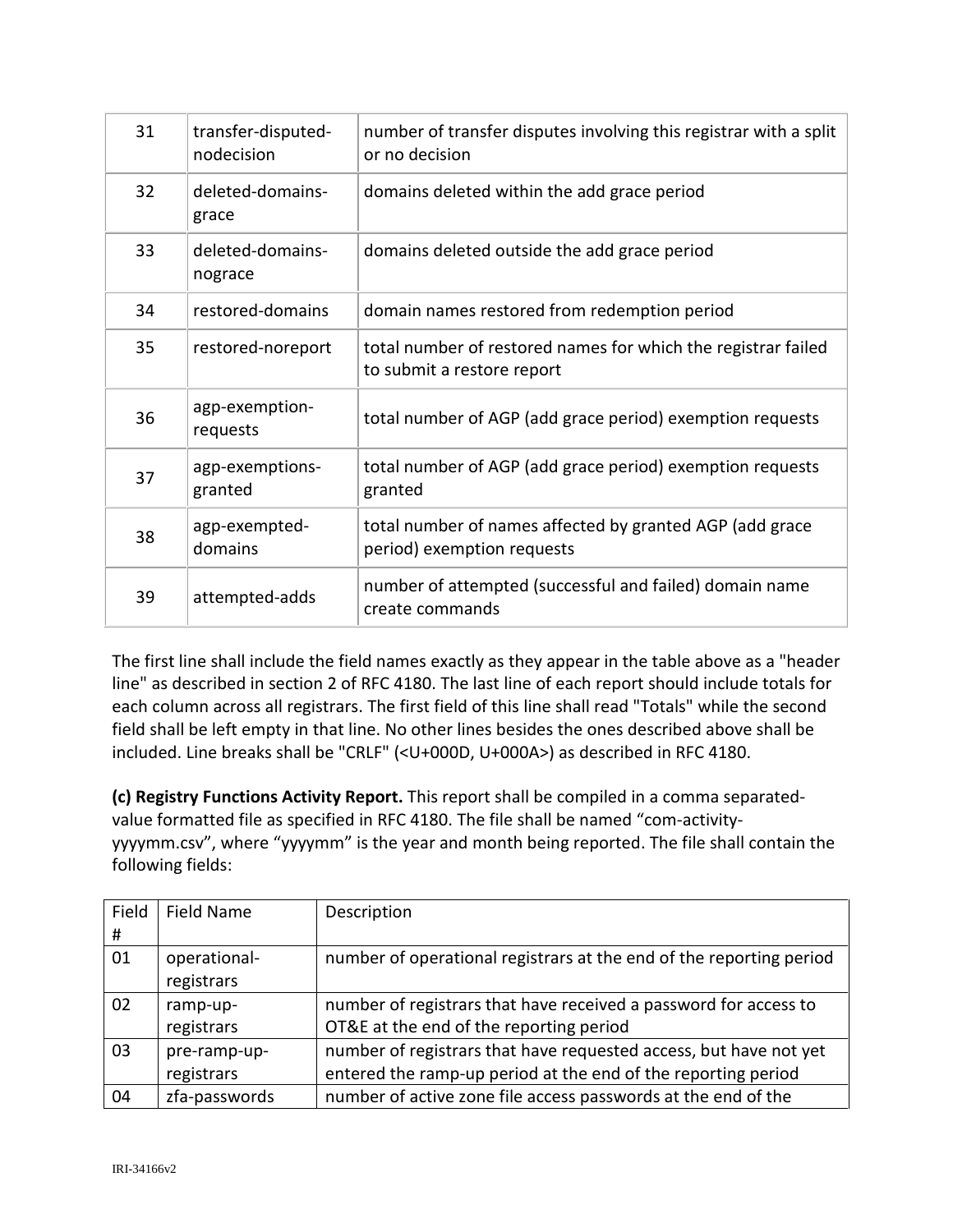| | | |
|---|---|---|
| 31 | transfer-disputed-nodecision | number of transfer disputes involving this registrar with a split or no decision |
| 32 | deleted-domains-grace | domains deleted within the add grace period |
| 33 | deleted-domains-nograce | domains deleted outside the add grace period |
| 34 | restored-domains | domain names restored from redemption period |
| 35 | restored-noreport | total number of restored names for which the registrar failed to submit a restore report |
| 36 | agp-exemption-requests | total number of AGP (add grace period) exemption requests |
| 37 | agp-exemptions-granted | total number of AGP (add grace period) exemption requests granted |
| 38 | agp-exempted-domains | total number of names affected by granted AGP (add grace period) exemption requests |
| 39 | attempted-adds | number of attempted (successful and failed) domain name create commands |

The first line shall include the field names exactly as they appear in the table above as a "header line" as described in section 2 of RFC 4180. The last line of each report should include totals for each column across all registrars. The first field of this line shall read "Totals" while the second field shall be left empty in that line. No other lines besides the ones described above shall be included. Line breaks shall be "CRLF" (<U+000D, U+000A>) as described in RFC 4180.

**(c) Registry Functions Activity Report.** This report shall be compiled in a comma separated-value formatted file as specified in RFC 4180. The file shall be named “com-activity-yyyymm.csv”, where “yyyymm” is the year and month being reported. The file shall contain the following fields:

| Field # | Field Name | Description |
|---|---|---|
| 01 | operational-registrars | number of operational registrars at the end of the reporting period |
| 02 | ramp-up-registrars | number of registrars that have received a password for access to OT&E at the end of the reporting period |
| 03 | pre-ramp-up-registrars | number of registrars that have requested access, but have not yet entered the ramp-up period at the end of the reporting period |
| 04 | zfa-passwords | number of active zone file access passwords at the end of the |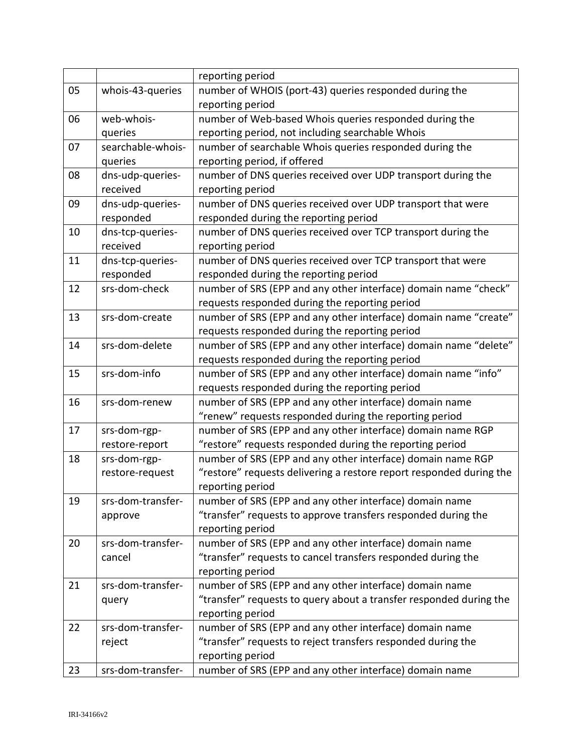|  |  | reporting period |
| --- | --- | --- |
| 05 | whois-43-queries | number of WHOIS (port-43) queries responded during the reporting period |
| 06 | web-whois-queries | number of Web-based Whois queries responded during the reporting period, not including searchable Whois |
| 07 | searchable-whois-queries | number of searchable Whois queries responded during the reporting period, if offered |
| 08 | dns-udp-queries-received | number of DNS queries received over UDP transport during the reporting period |
| 09 | dns-udp-queries-responded | number of DNS queries received over UDP transport that were responded during the reporting period |
| 10 | dns-tcp-queries-received | number of DNS queries received over TCP transport during the reporting period |
| 11 | dns-tcp-queries-responded | number of DNS queries received over TCP transport that were responded during the reporting period |
| 12 | srs-dom-check | number of SRS (EPP and any other interface) domain name “check” requests responded during the reporting period |
| 13 | srs-dom-create | number of SRS (EPP and any other interface) domain name “create” requests responded during the reporting period |
| 14 | srs-dom-delete | number of SRS (EPP and any other interface) domain name “delete” requests responded during the reporting period |
| 15 | srs-dom-info | number of SRS (EPP and any other interface) domain name “info” requests responded during the reporting period |
| 16 | srs-dom-renew | number of SRS (EPP and any other interface) domain name “renew” requests responded during the reporting period |
| 17 | srs-dom-rgp-restore-report | number of SRS (EPP and any other interface) domain name RGP “restore” requests responded during the reporting period |
| 18 | srs-dom-rgp-restore-request | number of SRS (EPP and any other interface) domain name RGP “restore” requests delivering a restore report responded during the reporting period |
| 19 | srs-dom-transfer-approve | number of SRS (EPP and any other interface) domain name “transfer” requests to approve transfers responded during the reporting period |
| 20 | srs-dom-transfer-cancel | number of SRS (EPP and any other interface) domain name “transfer” requests to cancel transfers responded during the reporting period |
| 21 | srs-dom-transfer-query | number of SRS (EPP and any other interface) domain name “transfer” requests to query about a transfer responded during the reporting period |
| 22 | srs-dom-transfer-reject | number of SRS (EPP and any other interface) domain name “transfer” requests to reject transfers responded during the reporting period |
| 23 | srs-dom-transfer- | number of SRS (EPP and any other interface) domain name |

IRI-34166v2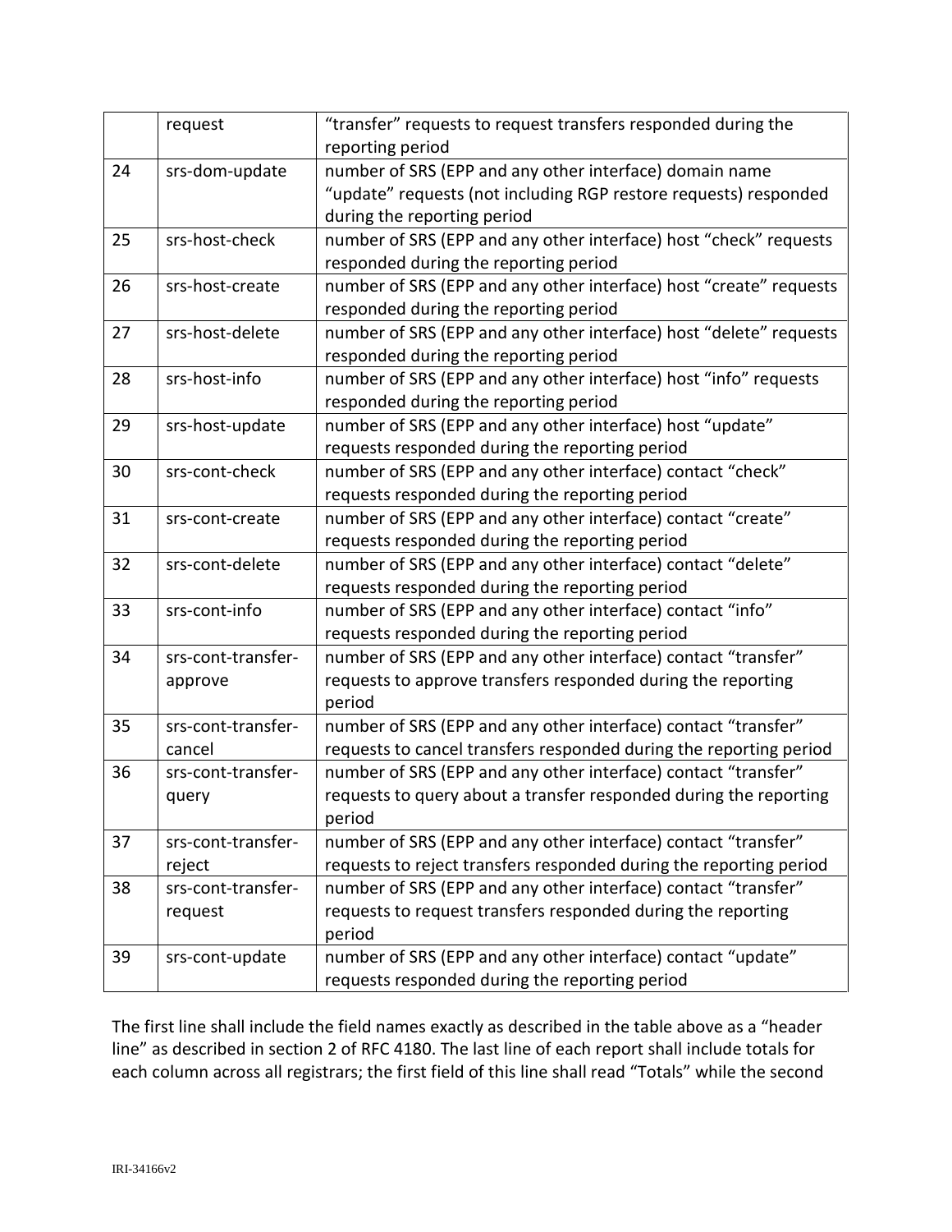| | | |
|---|---|---|
| | request | "transfer" requests to request transfers responded during the reporting period |
| 24 | srs-dom-update | number of SRS (EPP and any other interface) domain name "update" requests (not including RGP restore requests) responded during the reporting period |
| 25 | srs-host-check | number of SRS (EPP and any other interface) host "check" requests responded during the reporting period |
| 26 | srs-host-create | number of SRS (EPP and any other interface) host "create" requests responded during the reporting period |
| 27 | srs-host-delete | number of SRS (EPP and any other interface) host "delete" requests responded during the reporting period |
| 28 | srs-host-info | number of SRS (EPP and any other interface) host "info" requests responded during the reporting period |
| 29 | srs-host-update | number of SRS (EPP and any other interface) host "update" requests responded during the reporting period |
| 30 | srs-cont-check | number of SRS (EPP and any other interface) contact "check" requests responded during the reporting period |
| 31 | srs-cont-create | number of SRS (EPP and any other interface) contact "create" requests responded during the reporting period |
| 32 | srs-cont-delete | number of SRS (EPP and any other interface) contact "delete" requests responded during the reporting period |
| 33 | srs-cont-info | number of SRS (EPP and any other interface) contact "info" requests responded during the reporting period |
| 34 | srs-cont-transfer-approve | number of SRS (EPP and any other interface) contact "transfer" requests to approve transfers responded during the reporting period |
| 35 | srs-cont-transfer-cancel | number of SRS (EPP and any other interface) contact "transfer" requests to cancel transfers responded during the reporting period |
| 36 | srs-cont-transfer-query | number of SRS (EPP and any other interface) contact "transfer" requests to query about a transfer responded during the reporting period |
| 37 | srs-cont-transfer-reject | number of SRS (EPP and any other interface) contact "transfer" requests to reject transfers responded during the reporting period |
| 38 | srs-cont-transfer-request | number of SRS (EPP and any other interface) contact "transfer" requests to request transfers responded during the reporting period |
| 39 | srs-cont-update | number of SRS (EPP and any other interface) contact "update" requests responded during the reporting period |

The first line shall include the field names exactly as described in the table above as a "header line" as described in section 2 of RFC 4180. The last line of each report shall include totals for each column across all registrars; the first field of this line shall read "Totals" while the second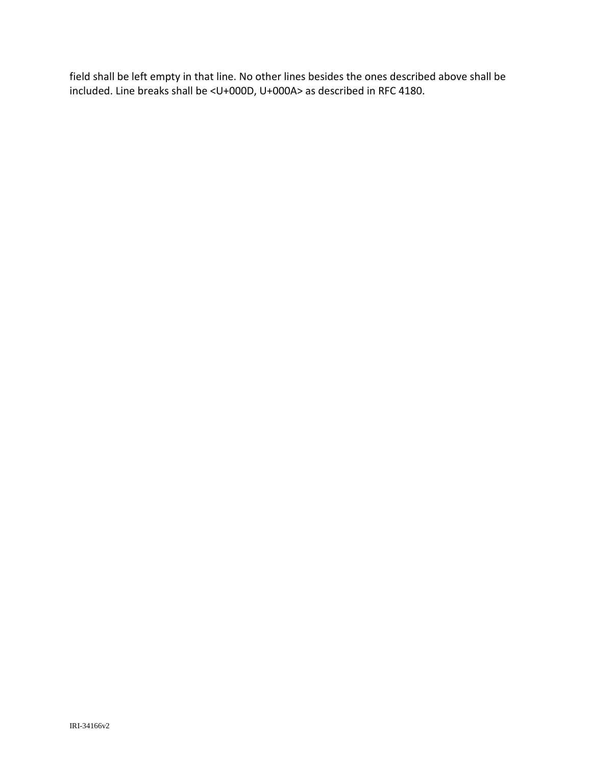field shall be left empty in that line. No other lines besides the ones described above shall be included. Line breaks shall be <U+000D, U+000A> as described in RFC 4180.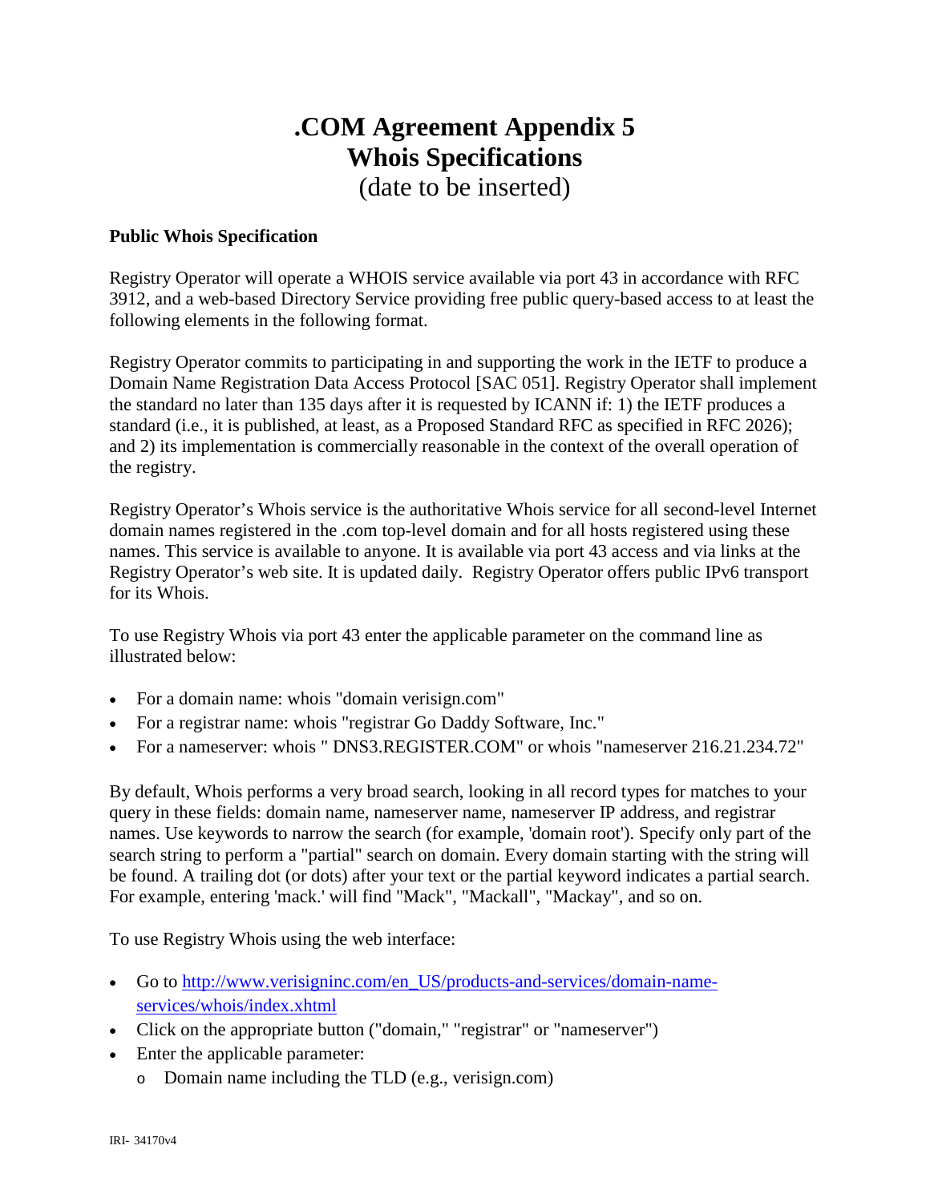# .COM Agreement Appendix 5
# Whois Specifications
(date to be inserted)

**Public Whois Specification**

Registry Operator will operate a WHOIS service available via port 43 in accordance with RFC 3912, and a web-based Directory Service providing free public query-based access to at least the following elements in the following format.

Registry Operator commits to participating in and supporting the work in the IETF to produce a Domain Name Registration Data Access Protocol [SAC 051]. Registry Operator shall implement the standard no later than 135 days after it is requested by ICANN if: 1) the IETF produces a standard (i.e., it is published, at least, as a Proposed Standard RFC as specified in RFC 2026); and 2) its implementation is commercially reasonable in the context of the overall operation of the registry.

Registry Operator's Whois service is the authoritative Whois service for all second-level Internet domain names registered in the .com top-level domain and for all hosts registered using these names. This service is available to anyone. It is available via port 43 access and via links at the Registry Operator's web site. It is updated daily. Registry Operator offers public IPv6 transport for its Whois.

To use Registry Whois via port 43 enter the applicable parameter on the command line as illustrated below:

- For a domain name: whois "domain verisign.com"
- For a registrar name: whois "registrar Go Daddy Software, Inc."
- For a nameserver: whois " DNS3.REGISTER.COM" or whois "nameserver 216.21.234.72"

By default, Whois performs a very broad search, looking in all record types for matches to your query in these fields: domain name, nameserver name, nameserver IP address, and registrar names. Use keywords to narrow the search (for example, 'domain root'). Specify only part of the search string to perform a "partial" search on domain. Every domain starting with the string will be found. A trailing dot (or dots) after your text or the partial keyword indicates a partial search. For example, entering 'mack.' will find "Mack", "Mackall", "Mackay", and so on.

To use Registry Whois using the web interface:

- Go to [http://www.verisigninc.com/en_US/products-and-services/domain-name-services/whois/index.xhtml](http://www.verisigninc.com/en_US/products-and-services/domain-name-services/whois/index.xhtml)
- Click on the appropriate button ("domain," "registrar" or "nameserver")
- Enter the applicable parameter:
  - Domain name including the TLD (e.g., verisign.com)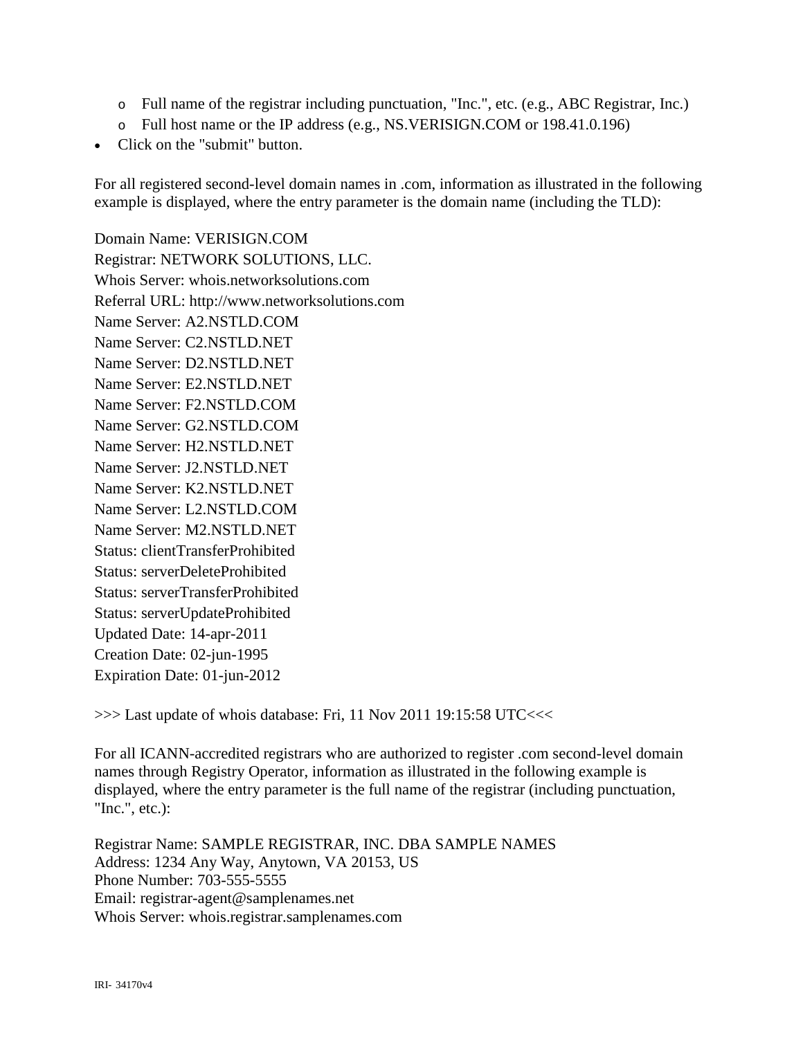- Full name of the registrar including punctuation, "Inc.", etc. (e.g., ABC Registrar, Inc.)
  - Full host name or the IP address (e.g., NS.VERISIGN.COM or 198.41.0.196)
- Click on the "submit" button.

For all registered second-level domain names in .com, information as illustrated in the following example is displayed, where the entry parameter is the domain name (including the TLD):

Domain Name: VERISIGN.COM
Registrar: NETWORK SOLUTIONS, LLC.
Whois Server: whois.networksolutions.com
Referral URL: http://www.networksolutions.com
Name Server: A2.NSTLD.COM
Name Server: C2.NSTLD.NET
Name Server: D2.NSTLD.NET
Name Server: E2.NSTLD.NET
Name Server: F2.NSTLD.COM
Name Server: G2.NSTLD.COM
Name Server: H2.NSTLD.NET
Name Server: J2.NSTLD.NET
Name Server: K2.NSTLD.NET
Name Server: L2.NSTLD.COM
Name Server: M2.NSTLD.NET
Status: clientTransferProhibited
Status: serverDeleteProhibited
Status: serverTransferProhibited
Status: serverUpdateProhibited
Updated Date: 14-apr-2011
Creation Date: 02-jun-1995
Expiration Date: 01-jun-2012

>>> Last update of whois database: Fri, 11 Nov 2011 19:15:58 UTC<<<

For all ICANN-accredited registrars who are authorized to register .com second-level domain names through Registry Operator, information as illustrated in the following example is displayed, where the entry parameter is the full name of the registrar (including punctuation, "Inc.", etc.):

Registrar Name: SAMPLE REGISTRAR, INC. DBA SAMPLE NAMES
Address: 1234 Any Way, Anytown, VA 20153, US
Phone Number: 703-555-5555
Email: registrar-agent@samplenames.net
Whois Server: whois.registrar.samplenames.com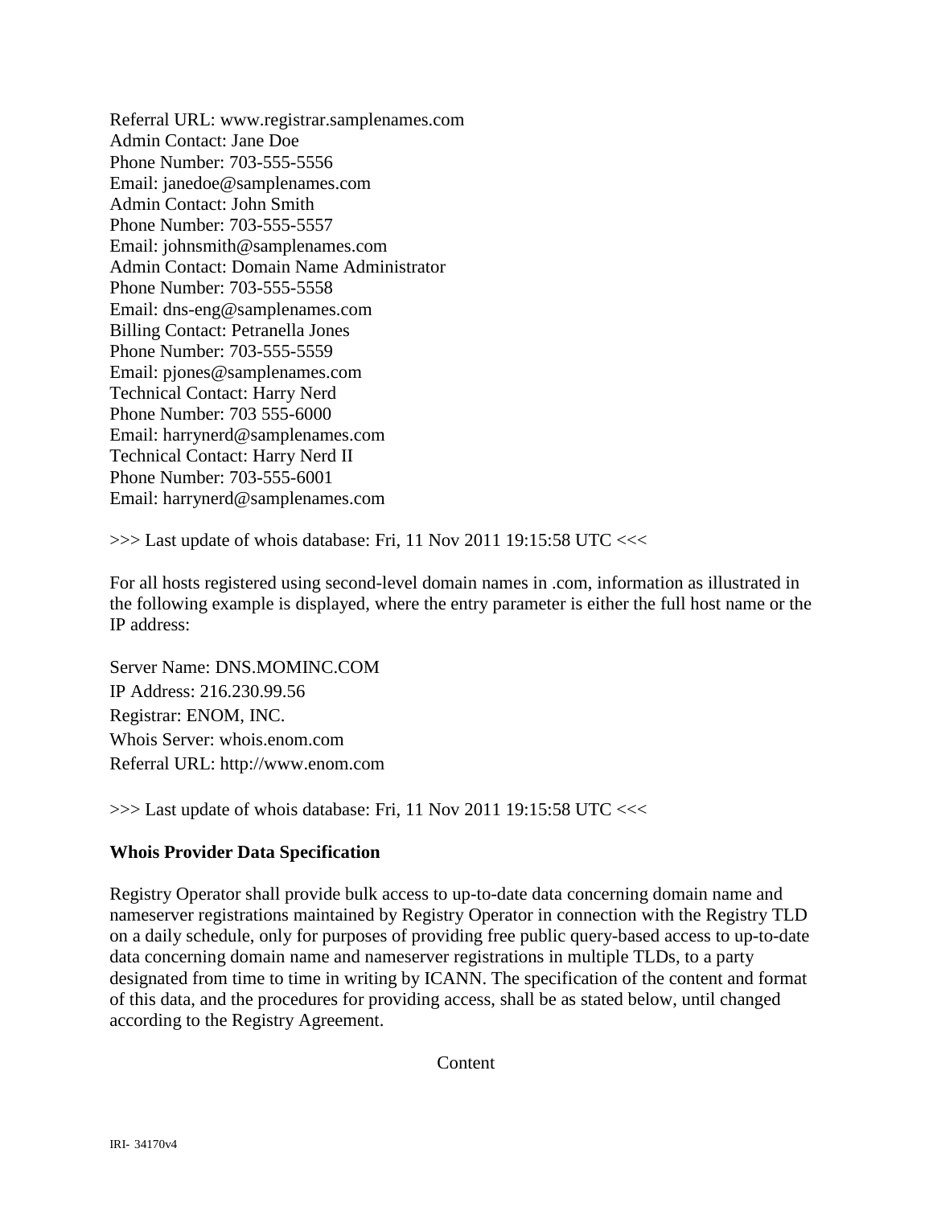Referral URL: www.registrar.samplenames.com
Admin Contact: Jane Doe
Phone Number: 703-555-5556
Email: janedoe@samplenames.com
Admin Contact: John Smith
Phone Number: 703-555-5557
Email: johnsmith@samplenames.com
Admin Contact: Domain Name Administrator
Phone Number: 703-555-5558
Email: dns-eng@samplenames.com
Billing Contact: Petranella Jones
Phone Number: 703-555-5559
Email: pjones@samplenames.com
Technical Contact: Harry Nerd
Phone Number: 703 555-6000
Email: harrynerd@samplenames.com
Technical Contact: Harry Nerd II
Phone Number: 703-555-6001
Email: harrynerd@samplenames.com

>>> Last update of whois database: Fri, 11 Nov 2011 19:15:58 UTC <<<

For all hosts registered using second-level domain names in .com, information as illustrated in the following example is displayed, where the entry parameter is either the full host name or the IP address:

Server Name: DNS.MOMINC.COM
IP Address: 216.230.99.56
Registrar: ENOM, INC.
Whois Server: whois.enom.com
Referral URL: http://www.enom.com

>>> Last update of whois database: Fri, 11 Nov 2011 19:15:58 UTC <<<

**Whois Provider Data Specification**

Registry Operator shall provide bulk access to up-to-date data concerning domain name and nameserver registrations maintained by Registry Operator in connection with the Registry TLD on a daily schedule, only for purposes of providing free public query-based access to up-to-date data concerning domain name and nameserver registrations in multiple TLDs, to a party designated from time to time in writing by ICANN. The specification of the content and format of this data, and the procedures for providing access, shall be as stated below, until changed according to the Registry Agreement.

Content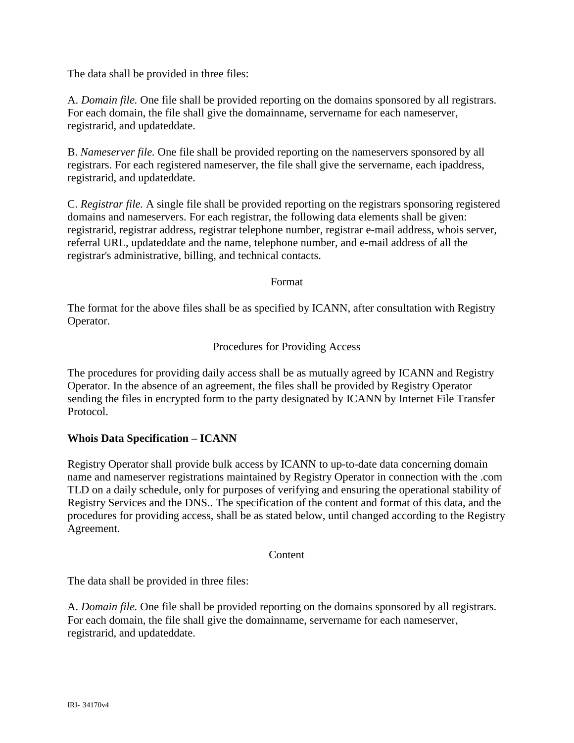The data shall be provided in three files:

A. *Domain file.* One file shall be provided reporting on the domains sponsored by all registrars. For each domain, the file shall give the domainname, servername for each nameserver, registrarid, and updateddate.

B. *Nameserver file.* One file shall be provided reporting on the nameservers sponsored by all registrars. For each registered nameserver, the file shall give the servername, each ipaddress, registrarid, and updateddate.

C. *Registrar file.* A single file shall be provided reporting on the registrars sponsoring registered domains and nameservers. For each registrar, the following data elements shall be given: registrarid, registrar address, registrar telephone number, registrar e-mail address, whois server, referral URL, updateddate and the name, telephone number, and e-mail address of all the registrar's administrative, billing, and technical contacts.

Format

The format for the above files shall be as specified by ICANN, after consultation with Registry Operator.

Procedures for Providing Access

The procedures for providing daily access shall be as mutually agreed by ICANN and Registry Operator. In the absence of an agreement, the files shall be provided by Registry Operator sending the files in encrypted form to the party designated by ICANN by Internet File Transfer Protocol.

**Whois Data Specification – ICANN**

Registry Operator shall provide bulk access by ICANN to up-to-date data concerning domain name and nameserver registrations maintained by Registry Operator in connection with the .com TLD on a daily schedule, only for purposes of verifying and ensuring the operational stability of Registry Services and the DNS.. The specification of the content and format of this data, and the procedures for providing access, shall be as stated below, until changed according to the Registry Agreement.

Content

The data shall be provided in three files:

A. *Domain file.* One file shall be provided reporting on the domains sponsored by all registrars. For each domain, the file shall give the domainname, servername for each nameserver, registrarid, and updateddate.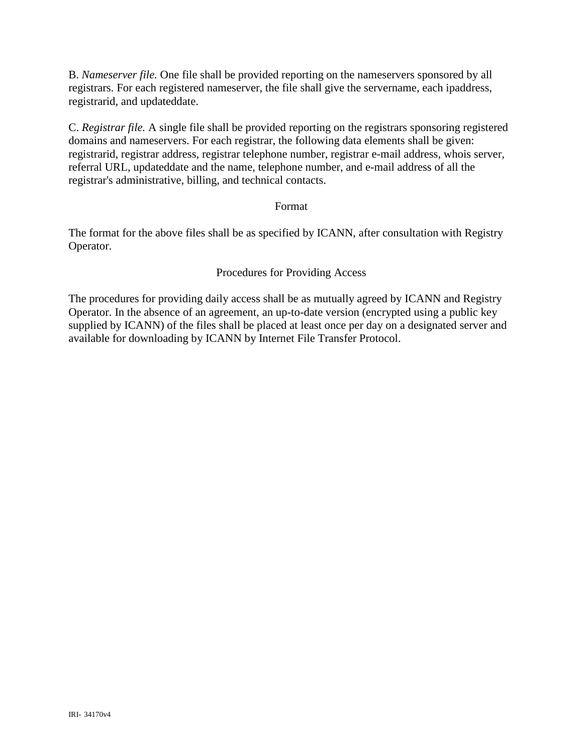B. *Nameserver file.* One file shall be provided reporting on the nameservers sponsored by all registrars. For each registered nameserver, the file shall give the servername, each ipaddress, registrarid, and updateddate.

C. *Registrar file.* A single file shall be provided reporting on the registrars sponsoring registered domains and nameservers. For each registrar, the following data elements shall be given: registrarid, registrar address, registrar telephone number, registrar e-mail address, whois server, referral URL, updateddate and the name, telephone number, and e-mail address of all the registrar's administrative, billing, and technical contacts.

## Format

The format for the above files shall be as specified by ICANN, after consultation with Registry Operator.

## Procedures for Providing Access

The procedures for providing daily access shall be as mutually agreed by ICANN and Registry Operator. In the absence of an agreement, an up-to-date version (encrypted using a public key supplied by ICANN) of the files shall be placed at least once per day on a designated server and available for downloading by ICANN by Internet File Transfer Protocol.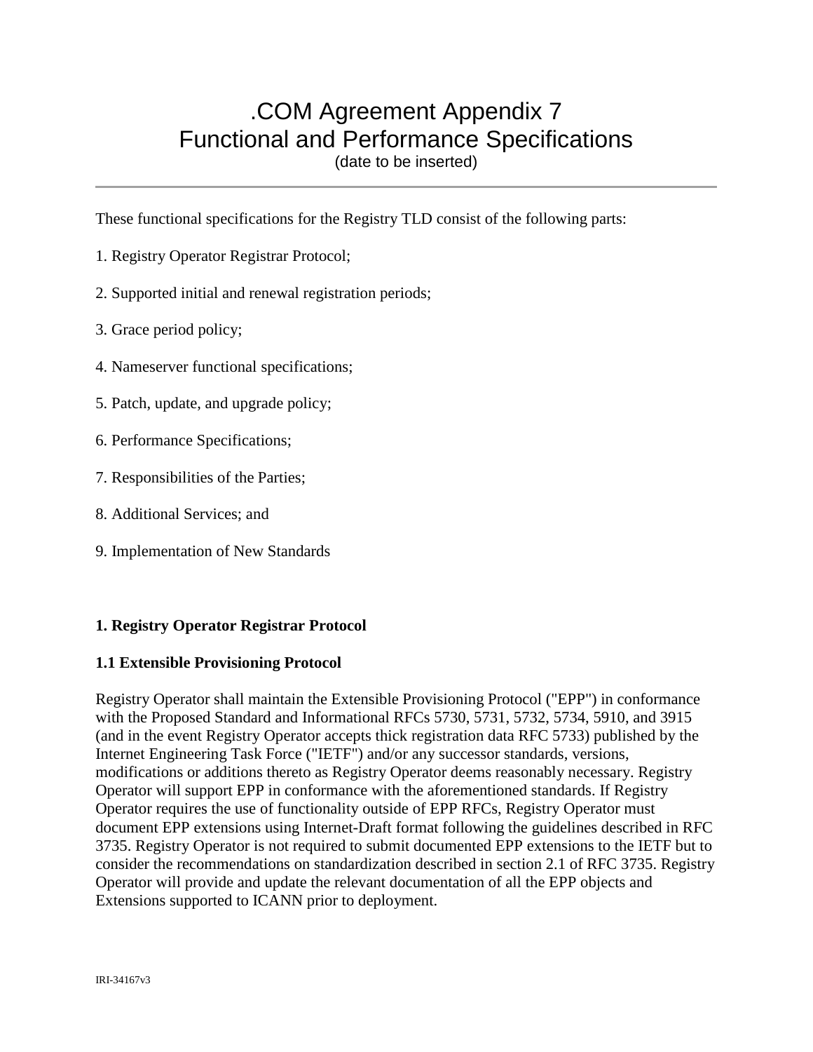# .COM Agreement Appendix 7
# Functional and Performance Specifications

(date to be inserted)

---

These functional specifications for the Registry TLD consist of the following parts:

1. Registry Operator Registrar Protocol;

2. Supported initial and renewal registration periods;

3. Grace period policy;

4. Nameserver functional specifications;

5. Patch, update, and upgrade policy;

6. Performance Specifications;

7. Responsibilities of the Parties;

8. Additional Services; and

9. Implementation of New Standards

**1. Registry Operator Registrar Protocol**

**1.1 Extensible Provisioning Protocol**

Registry Operator shall maintain the Extensible Provisioning Protocol ("EPP") in conformance with the Proposed Standard and Informational RFCs 5730, 5731, 5732, 5734, 5910, and 3915 (and in the event Registry Operator accepts thick registration data RFC 5733) published by the Internet Engineering Task Force ("IETF") and/or any successor standards, versions, modifications or additions thereto as Registry Operator deems reasonably necessary. Registry Operator will support EPP in conformance with the aforementioned standards. If Registry Operator requires the use of functionality outside of EPP RFCs, Registry Operator must document EPP extensions using Internet-Draft format following the guidelines described in RFC 3735. Registry Operator is not required to submit documented EPP extensions to the IETF but to consider the recommendations on standardization described in section 2.1 of RFC 3735. Registry Operator will provide and update the relevant documentation of all the EPP objects and Extensions supported to ICANN prior to deployment.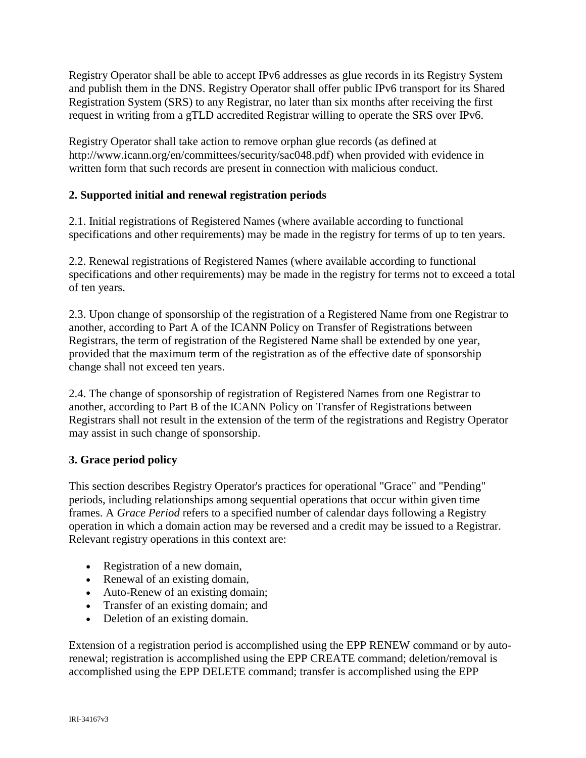Registry Operator shall be able to accept IPv6 addresses as glue records in its Registry System and publish them in the DNS. Registry Operator shall offer public IPv6 transport for its Shared Registration System (SRS) to any Registrar, no later than six months after receiving the first request in writing from a gTLD accredited Registrar willing to operate the SRS over IPv6.

Registry Operator shall take action to remove orphan glue records (as defined at http://www.icann.org/en/committees/security/sac048.pdf) when provided with evidence in written form that such records are present in connection with malicious conduct.

**2. Supported initial and renewal registration periods**

2.1. Initial registrations of Registered Names (where available according to functional specifications and other requirements) may be made in the registry for terms of up to ten years.

2.2. Renewal registrations of Registered Names (where available according to functional specifications and other requirements) may be made in the registry for terms not to exceed a total of ten years.

2.3. Upon change of sponsorship of the registration of a Registered Name from one Registrar to another, according to Part A of the ICANN Policy on Transfer of Registrations between Registrars, the term of registration of the Registered Name shall be extended by one year, provided that the maximum term of the registration as of the effective date of sponsorship change shall not exceed ten years.

2.4. The change of sponsorship of registration of Registered Names from one Registrar to another, according to Part B of the ICANN Policy on Transfer of Registrations between Registrars shall not result in the extension of the term of the registrations and Registry Operator may assist in such change of sponsorship.

**3. Grace period policy**

This section describes Registry Operator's practices for operational "Grace" and "Pending" periods, including relationships among sequential operations that occur within given time frames. A *Grace Period* refers to a specified number of calendar days following a Registry operation in which a domain action may be reversed and a credit may be issued to a Registrar. Relevant registry operations in this context are:

- Registration of a new domain,
- Renewal of an existing domain,
- Auto-Renew of an existing domain;
- Transfer of an existing domain; and
- Deletion of an existing domain.

Extension of a registration period is accomplished using the EPP RENEW command or by auto-renewal; registration is accomplished using the EPP CREATE command; deletion/removal is accomplished using the EPP DELETE command; transfer is accomplished using the EPP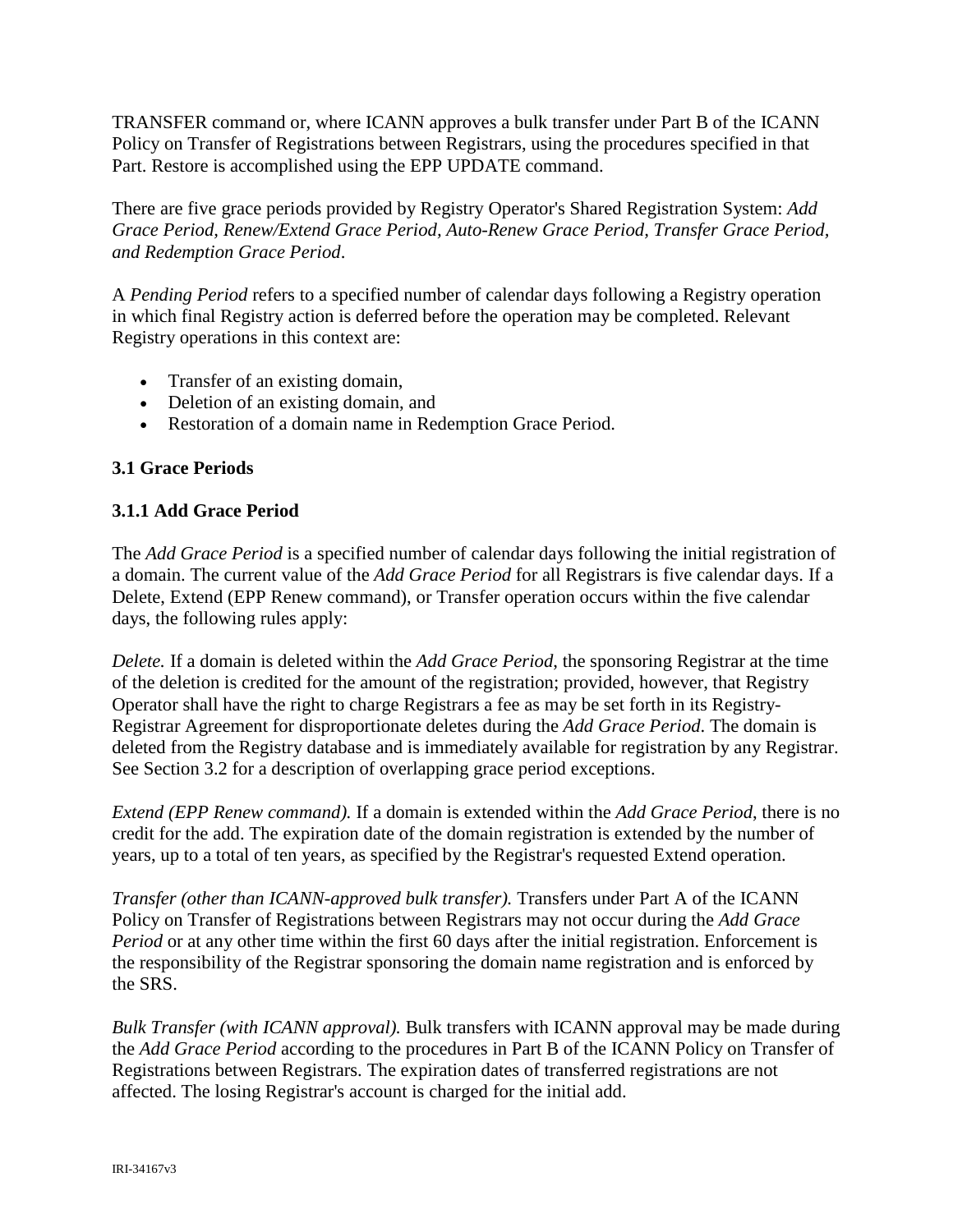TRANSFER command or, where ICANN approves a bulk transfer under Part B of the ICANN Policy on Transfer of Registrations between Registrars, using the procedures specified in that Part. Restore is accomplished using the EPP UPDATE command.

There are five grace periods provided by Registry Operator's Shared Registration System: *Add Grace Period, Renew/Extend Grace Period, Auto-Renew Grace Period, Transfer Grace Period, and Redemption Grace Period*.

A *Pending Period* refers to a specified number of calendar days following a Registry operation in which final Registry action is deferred before the operation may be completed. Relevant Registry operations in this context are:

- Transfer of an existing domain,
- Deletion of an existing domain, and
- Restoration of a domain name in Redemption Grace Period.

### 3.1 Grace Periods

#### 3.1.1 Add Grace Period

The *Add Grace Period* is a specified number of calendar days following the initial registration of a domain. The current value of the *Add Grace Period* for all Registrars is five calendar days. If a Delete, Extend (EPP Renew command), or Transfer operation occurs within the five calendar days, the following rules apply:

*Delete.* If a domain is deleted within the *Add Grace Period*, the sponsoring Registrar at the time of the deletion is credited for the amount of the registration; provided, however, that Registry Operator shall have the right to charge Registrars a fee as may be set forth in its Registry-Registrar Agreement for disproportionate deletes during the *Add Grace Period*. The domain is deleted from the Registry database and is immediately available for registration by any Registrar. See Section 3.2 for a description of overlapping grace period exceptions.

*Extend (EPP Renew command).* If a domain is extended within the *Add Grace Period*, there is no credit for the add. The expiration date of the domain registration is extended by the number of years, up to a total of ten years, as specified by the Registrar's requested Extend operation.

*Transfer (other than ICANN-approved bulk transfer).* Transfers under Part A of the ICANN Policy on Transfer of Registrations between Registrars may not occur during the *Add Grace Period* or at any other time within the first 60 days after the initial registration. Enforcement is the responsibility of the Registrar sponsoring the domain name registration and is enforced by the SRS.

*Bulk Transfer (with ICANN approval).* Bulk transfers with ICANN approval may be made during the *Add Grace Period* according to the procedures in Part B of the ICANN Policy on Transfer of Registrations between Registrars. The expiration dates of transferred registrations are not affected. The losing Registrar's account is charged for the initial add.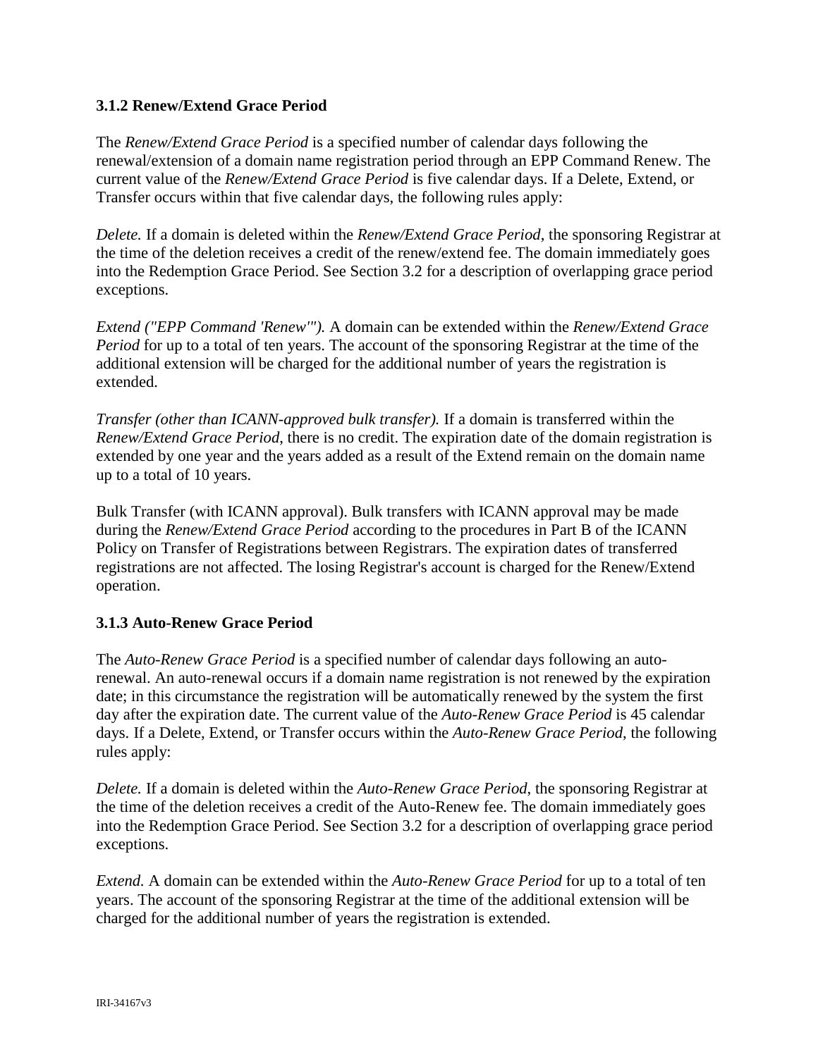### 3.1.2 Renew/Extend Grace Period

The *Renew/Extend Grace Period* is a specified number of calendar days following the renewal/extension of a domain name registration period through an EPP Command Renew. The current value of the *Renew/Extend Grace Period* is five calendar days. If a Delete, Extend, or Transfer occurs within that five calendar days, the following rules apply:

*Delete.* If a domain is deleted within the *Renew/Extend Grace Period*, the sponsoring Registrar at the time of the deletion receives a credit of the renew/extend fee. The domain immediately goes into the Redemption Grace Period. See Section 3.2 for a description of overlapping grace period exceptions.

*Extend ("EPP Command 'Renew'").* A domain can be extended within the *Renew/Extend Grace Period* for up to a total of ten years. The account of the sponsoring Registrar at the time of the additional extension will be charged for the additional number of years the registration is extended.

*Transfer (other than ICANN-approved bulk transfer).* If a domain is transferred within the *Renew/Extend Grace Period*, there is no credit. The expiration date of the domain registration is extended by one year and the years added as a result of the Extend remain on the domain name up to a total of 10 years.

Bulk Transfer (with ICANN approval). Bulk transfers with ICANN approval may be made during the *Renew/Extend Grace Period* according to the procedures in Part B of the ICANN Policy on Transfer of Registrations between Registrars. The expiration dates of transferred registrations are not affected. The losing Registrar's account is charged for the Renew/Extend operation.

### 3.1.3 Auto-Renew Grace Period

The *Auto-Renew Grace Period* is a specified number of calendar days following an auto-renewal. An auto-renewal occurs if a domain name registration is not renewed by the expiration date; in this circumstance the registration will be automatically renewed by the system the first day after the expiration date. The current value of the *Auto-Renew Grace Period* is 45 calendar days. If a Delete, Extend, or Transfer occurs within the *Auto-Renew Grace Period*, the following rules apply:

*Delete.* If a domain is deleted within the *Auto-Renew Grace Period*, the sponsoring Registrar at the time of the deletion receives a credit of the Auto-Renew fee. The domain immediately goes into the Redemption Grace Period. See Section 3.2 for a description of overlapping grace period exceptions.

*Extend.* A domain can be extended within the *Auto-Renew Grace Period* for up to a total of ten years. The account of the sponsoring Registrar at the time of the additional extension will be charged for the additional number of years the registration is extended.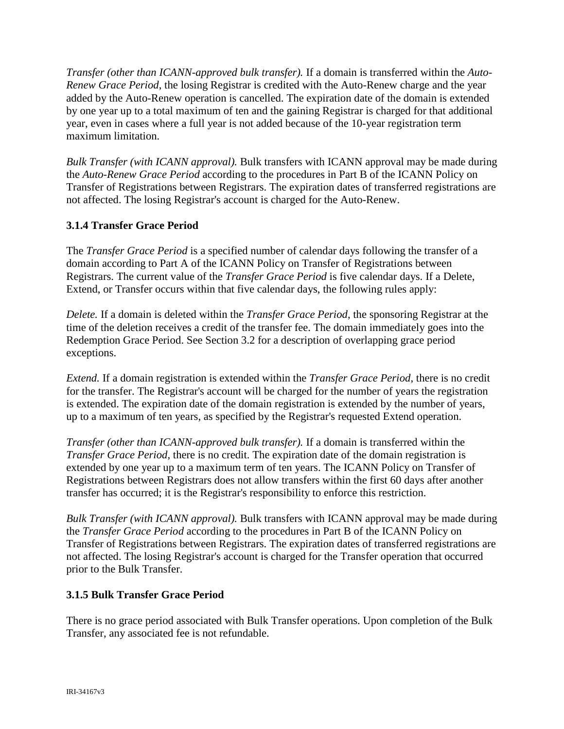*Transfer (other than ICANN-approved bulk transfer).* If a domain is transferred within the *Auto-Renew Grace Period*, the losing Registrar is credited with the Auto-Renew charge and the year added by the Auto-Renew operation is cancelled. The expiration date of the domain is extended by one year up to a total maximum of ten and the gaining Registrar is charged for that additional year, even in cases where a full year is not added because of the 10-year registration term maximum limitation.

*Bulk Transfer (with ICANN approval).* Bulk transfers with ICANN approval may be made during the *Auto-Renew Grace Period* according to the procedures in Part B of the ICANN Policy on Transfer of Registrations between Registrars. The expiration dates of transferred registrations are not affected. The losing Registrar's account is charged for the Auto-Renew.

### 3.1.4 Transfer Grace Period

The *Transfer Grace Period* is a specified number of calendar days following the transfer of a domain according to Part A of the ICANN Policy on Transfer of Registrations between Registrars. The current value of the *Transfer Grace Period* is five calendar days. If a Delete, Extend, or Transfer occurs within that five calendar days, the following rules apply:

*Delete.* If a domain is deleted within the *Transfer Grace Period*, the sponsoring Registrar at the time of the deletion receives a credit of the transfer fee. The domain immediately goes into the Redemption Grace Period. See Section 3.2 for a description of overlapping grace period exceptions.

*Extend.* If a domain registration is extended within the *Transfer Grace Period*, there is no credit for the transfer. The Registrar's account will be charged for the number of years the registration is extended. The expiration date of the domain registration is extended by the number of years, up to a maximum of ten years, as specified by the Registrar's requested Extend operation.

*Transfer (other than ICANN-approved bulk transfer).* If a domain is transferred within the *Transfer Grace Period*, there is no credit. The expiration date of the domain registration is extended by one year up to a maximum term of ten years. The ICANN Policy on Transfer of Registrations between Registrars does not allow transfers within the first 60 days after another transfer has occurred; it is the Registrar's responsibility to enforce this restriction.

*Bulk Transfer (with ICANN approval).* Bulk transfers with ICANN approval may be made during the *Transfer Grace Period* according to the procedures in Part B of the ICANN Policy on Transfer of Registrations between Registrars. The expiration dates of transferred registrations are not affected. The losing Registrar's account is charged for the Transfer operation that occurred prior to the Bulk Transfer.

### 3.1.5 Bulk Transfer Grace Period

There is no grace period associated with Bulk Transfer operations. Upon completion of the Bulk Transfer, any associated fee is not refundable.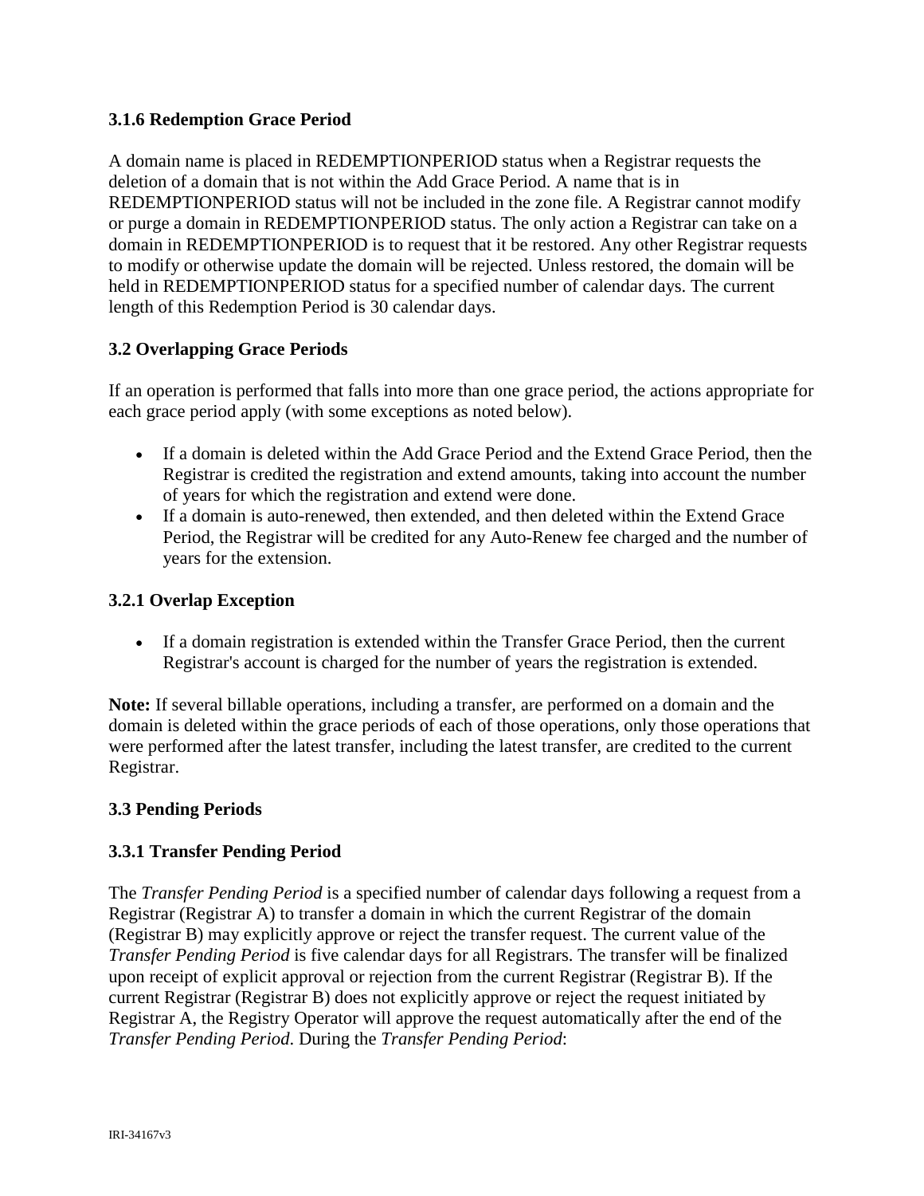### 3.1.6 Redemption Grace Period

A domain name is placed in REDEMPTIONPERIOD status when a Registrar requests the deletion of a domain that is not within the Add Grace Period. A name that is in REDEMPTIONPERIOD status will not be included in the zone file. A Registrar cannot modify or purge a domain in REDEMPTIONPERIOD status. The only action a Registrar can take on a domain in REDEMPTIONPERIOD is to request that it be restored. Any other Registrar requests to modify or otherwise update the domain will be rejected. Unless restored, the domain will be held in REDEMPTIONPERIOD status for a specified number of calendar days. The current length of this Redemption Period is 30 calendar days.

### 3.2 Overlapping Grace Periods

If an operation is performed that falls into more than one grace period, the actions appropriate for each grace period apply (with some exceptions as noted below).

- If a domain is deleted within the Add Grace Period and the Extend Grace Period, then the Registrar is credited the registration and extend amounts, taking into account the number of years for which the registration and extend were done.
- If a domain is auto-renewed, then extended, and then deleted within the Extend Grace Period, the Registrar will be credited for any Auto-Renew fee charged and the number of years for the extension.

### 3.2.1 Overlap Exception

- If a domain registration is extended within the Transfer Grace Period, then the current Registrar's account is charged for the number of years the registration is extended.

**Note:** If several billable operations, including a transfer, are performed on a domain and the domain is deleted within the grace periods of each of those operations, only those operations that were performed after the latest transfer, including the latest transfer, are credited to the current Registrar.

### 3.3 Pending Periods

### 3.3.1 Transfer Pending Period

The *Transfer Pending Period* is a specified number of calendar days following a request from a Registrar (Registrar A) to transfer a domain in which the current Registrar of the domain (Registrar B) may explicitly approve or reject the transfer request. The current value of the *Transfer Pending Period* is five calendar days for all Registrars. The transfer will be finalized upon receipt of explicit approval or rejection from the current Registrar (Registrar B). If the current Registrar (Registrar B) does not explicitly approve or reject the request initiated by Registrar A, the Registry Operator will approve the request automatically after the end of the *Transfer Pending Period*. During the *Transfer Pending Period*: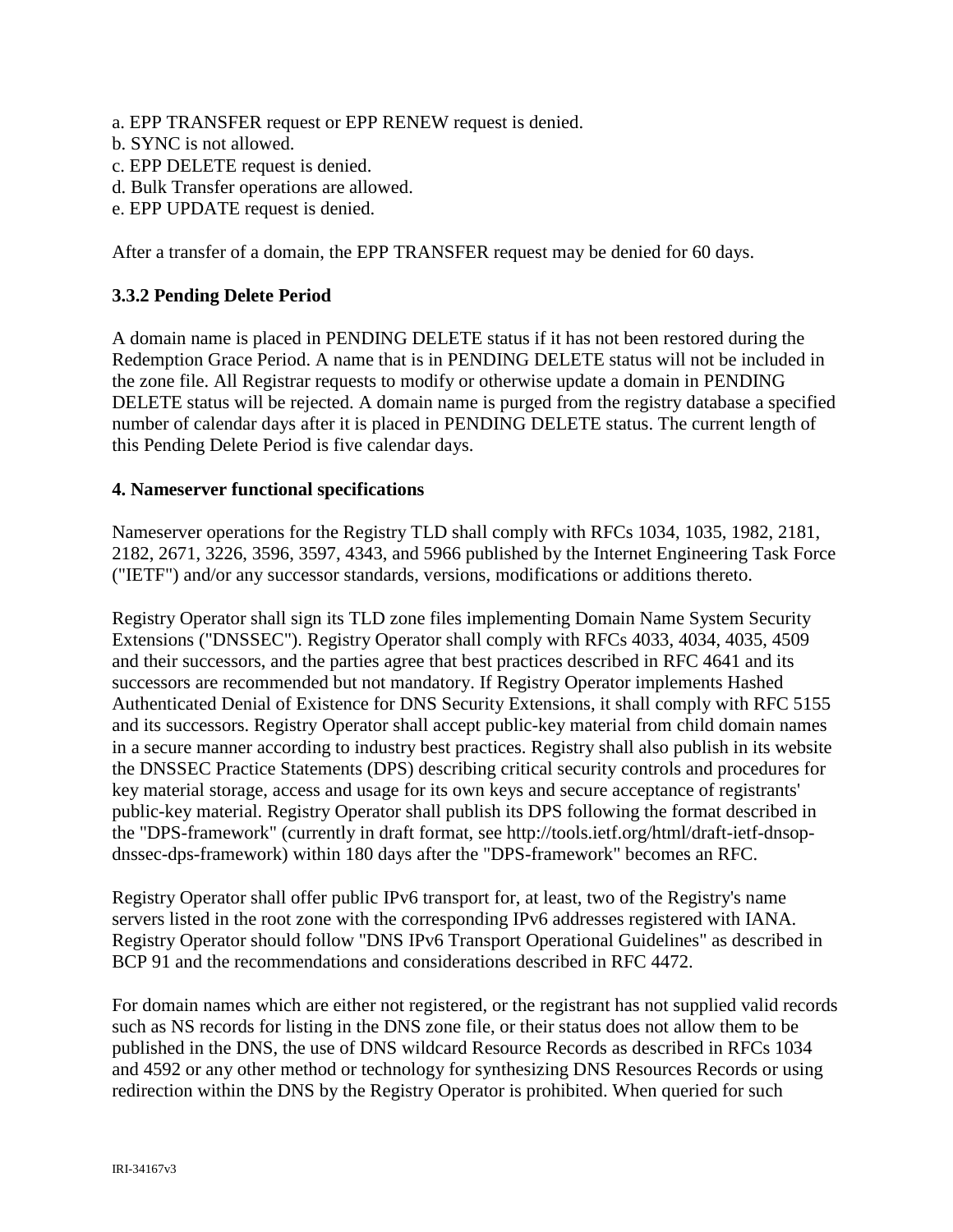a. EPP TRANSFER request or EPP RENEW request is denied.  
b. SYNC is not allowed.  
c. EPP DELETE request is denied.  
d. Bulk Transfer operations are allowed.  
e. EPP UPDATE request is denied.

After a transfer of a domain, the EPP TRANSFER request may be denied for 60 days.

### 3.3.2 Pending Delete Period

A domain name is placed in PENDING DELETE status if it has not been restored during the Redemption Grace Period. A name that is in PENDING DELETE status will not be included in the zone file. All Registrar requests to modify or otherwise update a domain in PENDING DELETE status will be rejected. A domain name is purged from the registry database a specified number of calendar days after it is placed in PENDING DELETE status. The current length of this Pending Delete Period is five calendar days.

## 4. Nameserver functional specifications

Nameserver operations for the Registry TLD shall comply with RFCs 1034, 1035, 1982, 2181, 2182, 2671, 3226, 3596, 3597, 4343, and 5966 published by the Internet Engineering Task Force ("IETF") and/or any successor standards, versions, modifications or additions thereto.

Registry Operator shall sign its TLD zone files implementing Domain Name System Security Extensions ("DNSSEC"). Registry Operator shall comply with RFCs 4033, 4034, 4035, 4509 and their successors, and the parties agree that best practices described in RFC 4641 and its successors are recommended but not mandatory. If Registry Operator implements Hashed Authenticated Denial of Existence for DNS Security Extensions, it shall comply with RFC 5155 and its successors. Registry Operator shall accept public-key material from child domain names in a secure manner according to industry best practices. Registry shall also publish in its website the DNSSEC Practice Statements (DPS) describing critical security controls and procedures for key material storage, access and usage for its own keys and secure acceptance of registrants' public-key material. Registry Operator shall publish its DPS following the format described in the "DPS-framework" (currently in draft format, see http://tools.ietf.org/html/draft-ietf-dnsop-dnssec-dps-framework) within 180 days after the "DPS-framework" becomes an RFC.

Registry Operator shall offer public IPv6 transport for, at least, two of the Registry's name servers listed in the root zone with the corresponding IPv6 addresses registered with IANA. Registry Operator should follow "DNS IPv6 Transport Operational Guidelines" as described in BCP 91 and the recommendations and considerations described in RFC 4472.

For domain names which are either not registered, or the registrant has not supplied valid records such as NS records for listing in the DNS zone file, or their status does not allow them to be published in the DNS, the use of DNS wildcard Resource Records as described in RFCs 1034 and 4592 or any other method or technology for synthesizing DNS Resources Records or using redirection within the DNS by the Registry Operator is prohibited. When queried for such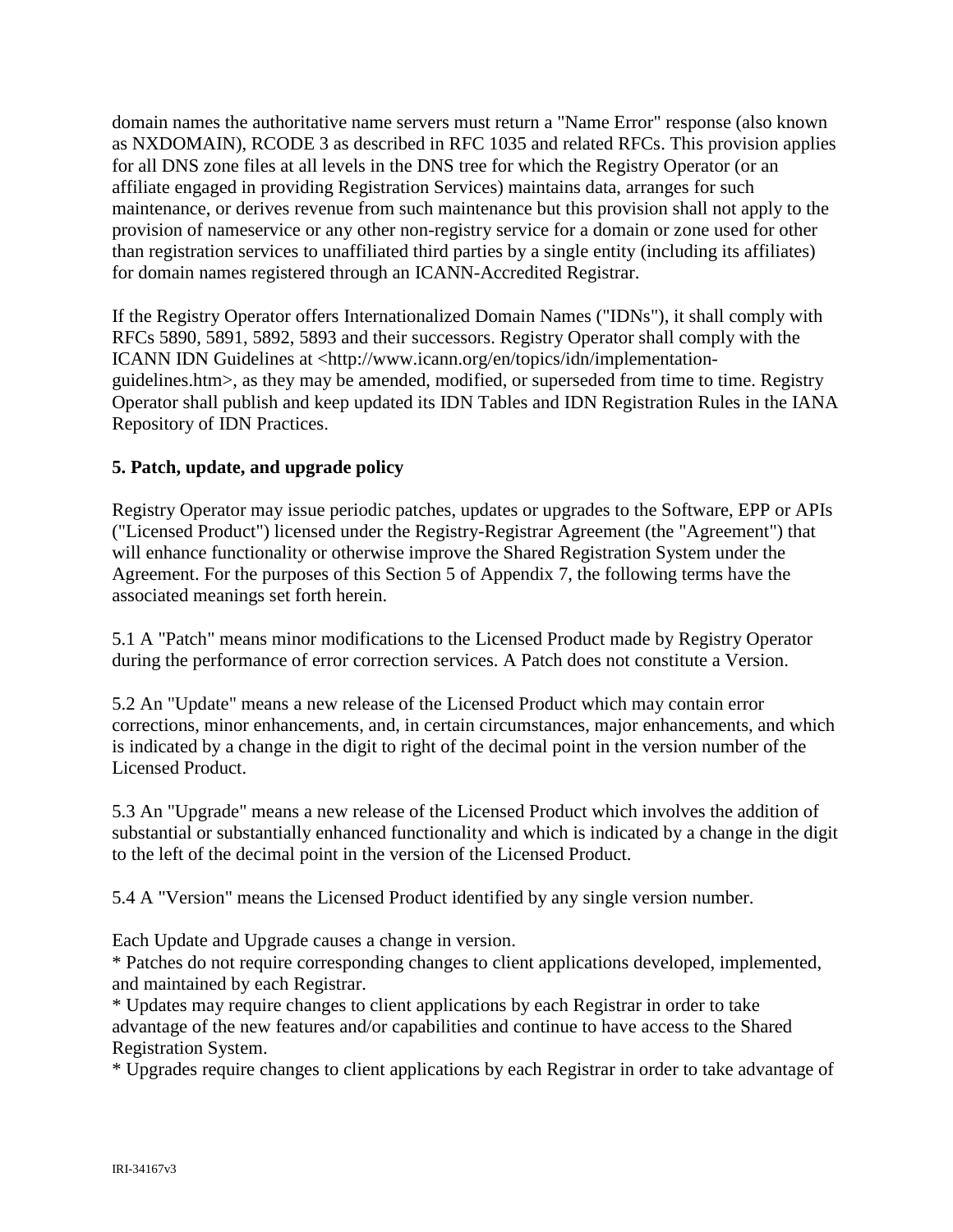domain names the authoritative name servers must return a "Name Error" response (also known as NXDOMAIN), RCODE 3 as described in RFC 1035 and related RFCs. This provision applies for all DNS zone files at all levels in the DNS tree for which the Registry Operator (or an affiliate engaged in providing Registration Services) maintains data, arranges for such maintenance, or derives revenue from such maintenance but this provision shall not apply to the provision of nameservice or any other non-registry service for a domain or zone used for other than registration services to unaffiliated third parties by a single entity (including its affiliates) for domain names registered through an ICANN-Accredited Registrar.

If the Registry Operator offers Internationalized Domain Names ("IDNs"), it shall comply with RFCs 5890, 5891, 5892, 5893 and their successors. Registry Operator shall comply with the ICANN IDN Guidelines at <http://www.icann.org/en/topics/idn/implementation-guidelines.htm>, as they may be amended, modified, or superseded from time to time. Registry Operator shall publish and keep updated its IDN Tables and IDN Registration Rules in the IANA Repository of IDN Practices.

**5. Patch, update, and upgrade policy**

Registry Operator may issue periodic patches, updates or upgrades to the Software, EPP or APIs ("Licensed Product") licensed under the Registry-Registrar Agreement (the "Agreement") that will enhance functionality or otherwise improve the Shared Registration System under the Agreement. For the purposes of this Section 5 of Appendix 7, the following terms have the associated meanings set forth herein.

5.1 A "Patch" means minor modifications to the Licensed Product made by Registry Operator during the performance of error correction services. A Patch does not constitute a Version.

5.2 An "Update" means a new release of the Licensed Product which may contain error corrections, minor enhancements, and, in certain circumstances, major enhancements, and which is indicated by a change in the digit to right of the decimal point in the version number of the Licensed Product.

5.3 An "Upgrade" means a new release of the Licensed Product which involves the addition of substantial or substantially enhanced functionality and which is indicated by a change in the digit to the left of the decimal point in the version of the Licensed Product.

5.4 A "Version" means the Licensed Product identified by any single version number.

Each Update and Upgrade causes a change in version.

* Patches do not require corresponding changes to client applications developed, implemented, and maintained by each Registrar.
* Updates may require changes to client applications by each Registrar in order to take advantage of the new features and/or capabilities and continue to have access to the Shared Registration System.
* Upgrades require changes to client applications by each Registrar in order to take advantage of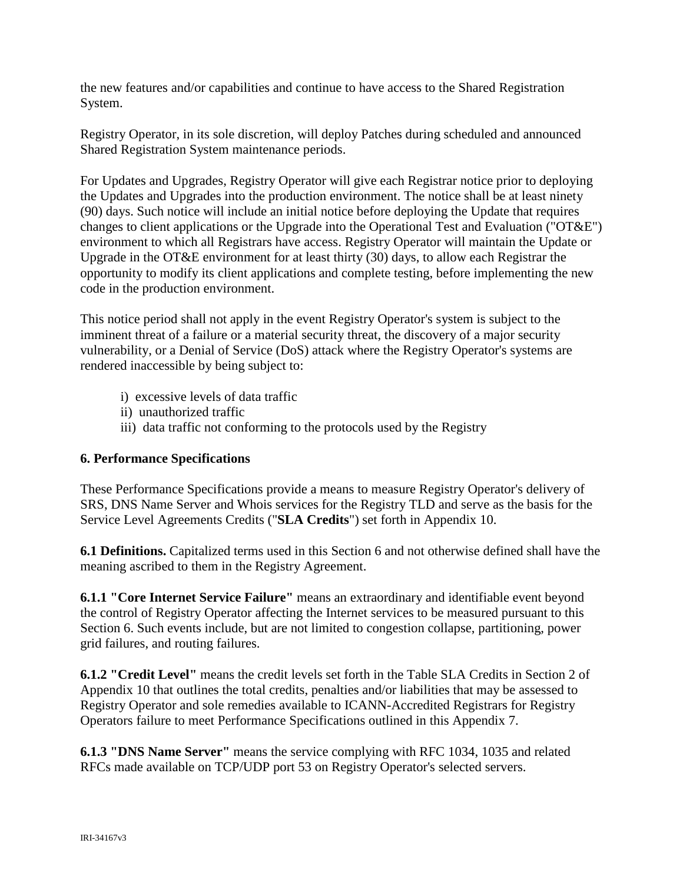the new features and/or capabilities and continue to have access to the Shared Registration System.

Registry Operator, in its sole discretion, will deploy Patches during scheduled and announced Shared Registration System maintenance periods.

For Updates and Upgrades, Registry Operator will give each Registrar notice prior to deploying the Updates and Upgrades into the production environment. The notice shall be at least ninety (90) days. Such notice will include an initial notice before deploying the Update that requires changes to client applications or the Upgrade into the Operational Test and Evaluation ("OT&E") environment to which all Registrars have access. Registry Operator will maintain the Update or Upgrade in the OT&E environment for at least thirty (30) days, to allow each Registrar the opportunity to modify its client applications and complete testing, before implementing the new code in the production environment.

This notice period shall not apply in the event Registry Operator's system is subject to the imminent threat of a failure or a material security threat, the discovery of a major security vulnerability, or a Denial of Service (DoS) attack where the Registry Operator's systems are rendered inaccessible by being subject to:

i) excessive levels of data traffic
ii) unauthorized traffic
iii) data traffic not conforming to the protocols used by the Registry

**6. Performance Specifications**

These Performance Specifications provide a means to measure Registry Operator's delivery of SRS, DNS Name Server and Whois services for the Registry TLD and serve as the basis for the Service Level Agreements Credits ("**SLA Credits**") set forth in Appendix 10.

**6.1 Definitions.** Capitalized terms used in this Section 6 and not otherwise defined shall have the meaning ascribed to them in the Registry Agreement.

**6.1.1 "Core Internet Service Failure"** means an extraordinary and identifiable event beyond the control of Registry Operator affecting the Internet services to be measured pursuant to this Section 6. Such events include, but are not limited to congestion collapse, partitioning, power grid failures, and routing failures.

**6.1.2 "Credit Level"** means the credit levels set forth in the Table SLA Credits in Section 2 of Appendix 10 that outlines the total credits, penalties and/or liabilities that may be assessed to Registry Operator and sole remedies available to ICANN-Accredited Registrars for Registry Operators failure to meet Performance Specifications outlined in this Appendix 7.

**6.1.3 "DNS Name Server"** means the service complying with RFC 1034, 1035 and related RFCs made available on TCP/UDP port 53 on Registry Operator's selected servers.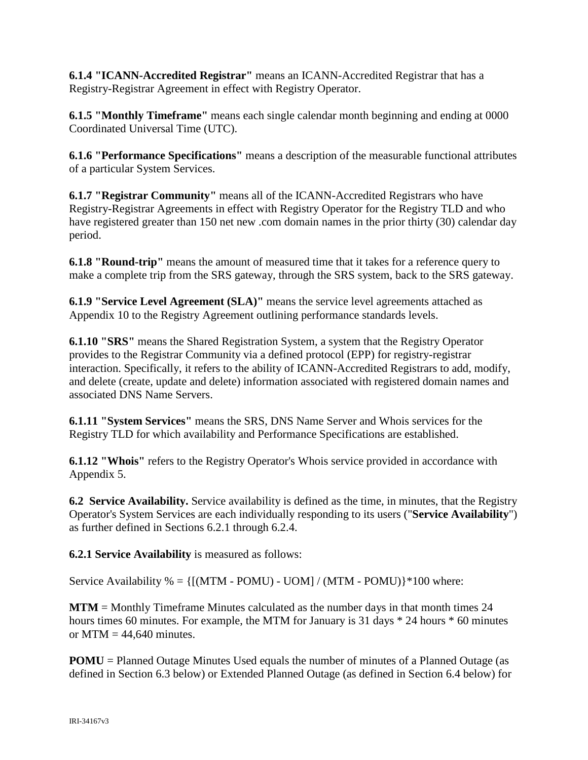**6.1.4 "ICANN-Accredited Registrar"** means an ICANN-Accredited Registrar that has a Registry-Registrar Agreement in effect with Registry Operator.

**6.1.5 "Monthly Timeframe"** means each single calendar month beginning and ending at 0000 Coordinated Universal Time (UTC).

**6.1.6 "Performance Specifications"** means a description of the measurable functional attributes of a particular System Services.

**6.1.7 "Registrar Community"** means all of the ICANN-Accredited Registrars who have Registry-Registrar Agreements in effect with Registry Operator for the Registry TLD and who have registered greater than 150 net new .com domain names in the prior thirty (30) calendar day period.

**6.1.8 "Round-trip"** means the amount of measured time that it takes for a reference query to make a complete trip from the SRS gateway, through the SRS system, back to the SRS gateway.

**6.1.9 "Service Level Agreement (SLA)"** means the service level agreements attached as Appendix 10 to the Registry Agreement outlining performance standards levels.

**6.1.10 "SRS"** means the Shared Registration System, a system that the Registry Operator provides to the Registrar Community via a defined protocol (EPP) for registry-registrar interaction. Specifically, it refers to the ability of ICANN-Accredited Registrars to add, modify, and delete (create, update and delete) information associated with registered domain names and associated DNS Name Servers.

**6.1.11 "System Services"** means the SRS, DNS Name Server and Whois services for the Registry TLD for which availability and Performance Specifications are established.

**6.1.12 "Whois"** refers to the Registry Operator's Whois service provided in accordance with Appendix 5.

**6.2 Service Availability.** Service availability is defined as the time, in minutes, that the Registry Operator's System Services are each individually responding to its users ("**Service Availability**") as further defined in Sections 6.2.1 through 6.2.4.

**6.2.1 Service Availability** is measured as follows:

Service Availability % = {[(MTM - POMU) - UOM] / (MTM - POMU)}*100 where:

**MTM** = Monthly Timeframe Minutes calculated as the number days in that month times 24 hours times 60 minutes. For example, the MTM for January is 31 days * 24 hours * 60 minutes or MTM = 44,640 minutes.

**POMU** = Planned Outage Minutes Used equals the number of minutes of a Planned Outage (as defined in Section 6.3 below) or Extended Planned Outage (as defined in Section 6.4 below) for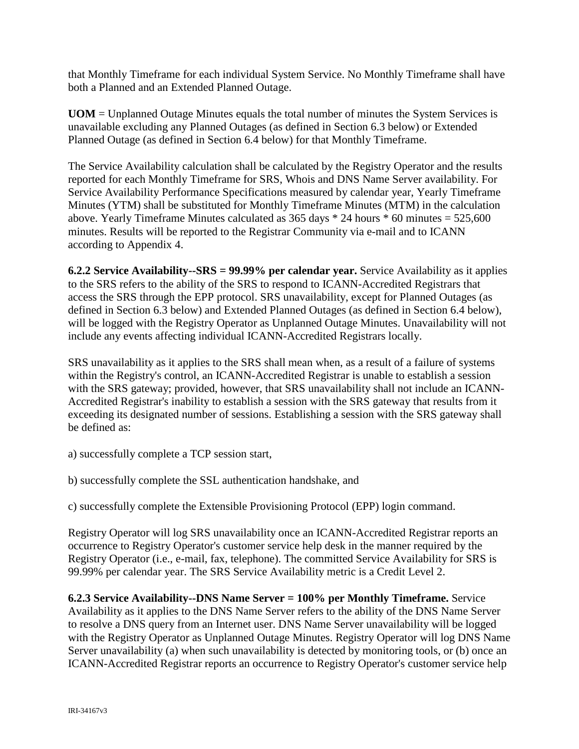that Monthly Timeframe for each individual System Service. No Monthly Timeframe shall have both a Planned and an Extended Planned Outage.

**UOM** = Unplanned Outage Minutes equals the total number of minutes the System Services is unavailable excluding any Planned Outages (as defined in Section 6.3 below) or Extended Planned Outage (as defined in Section 6.4 below) for that Monthly Timeframe.

The Service Availability calculation shall be calculated by the Registry Operator and the results reported for each Monthly Timeframe for SRS, Whois and DNS Name Server availability. For Service Availability Performance Specifications measured by calendar year, Yearly Timeframe Minutes (YTM) shall be substituted for Monthly Timeframe Minutes (MTM) in the calculation above. Yearly Timeframe Minutes calculated as 365 days * 24 hours * 60 minutes = 525,600 minutes. Results will be reported to the Registrar Community via e-mail and to ICANN according to Appendix 4.

**6.2.2 Service Availability--SRS = 99.99% per calendar year.** Service Availability as it applies to the SRS refers to the ability of the SRS to respond to ICANN-Accredited Registrars that access the SRS through the EPP protocol. SRS unavailability, except for Planned Outages (as defined in Section 6.3 below) and Extended Planned Outages (as defined in Section 6.4 below), will be logged with the Registry Operator as Unplanned Outage Minutes. Unavailability will not include any events affecting individual ICANN-Accredited Registrars locally.

SRS unavailability as it applies to the SRS shall mean when, as a result of a failure of systems within the Registry's control, an ICANN-Accredited Registrar is unable to establish a session with the SRS gateway; provided, however, that SRS unavailability shall not include an ICANN-Accredited Registrar's inability to establish a session with the SRS gateway that results from it exceeding its designated number of sessions. Establishing a session with the SRS gateway shall be defined as:

a) successfully complete a TCP session start,

b) successfully complete the SSL authentication handshake, and

c) successfully complete the Extensible Provisioning Protocol (EPP) login command.

Registry Operator will log SRS unavailability once an ICANN-Accredited Registrar reports an occurrence to Registry Operator's customer service help desk in the manner required by the Registry Operator (i.e., e-mail, fax, telephone). The committed Service Availability for SRS is 99.99% per calendar year. The SRS Service Availability metric is a Credit Level 2.

**6.2.3 Service Availability--DNS Name Server = 100% per Monthly Timeframe.** Service Availability as it applies to the DNS Name Server refers to the ability of the DNS Name Server to resolve a DNS query from an Internet user. DNS Name Server unavailability will be logged with the Registry Operator as Unplanned Outage Minutes. Registry Operator will log DNS Name Server unavailability (a) when such unavailability is detected by monitoring tools, or (b) once an ICANN-Accredited Registrar reports an occurrence to Registry Operator's customer service help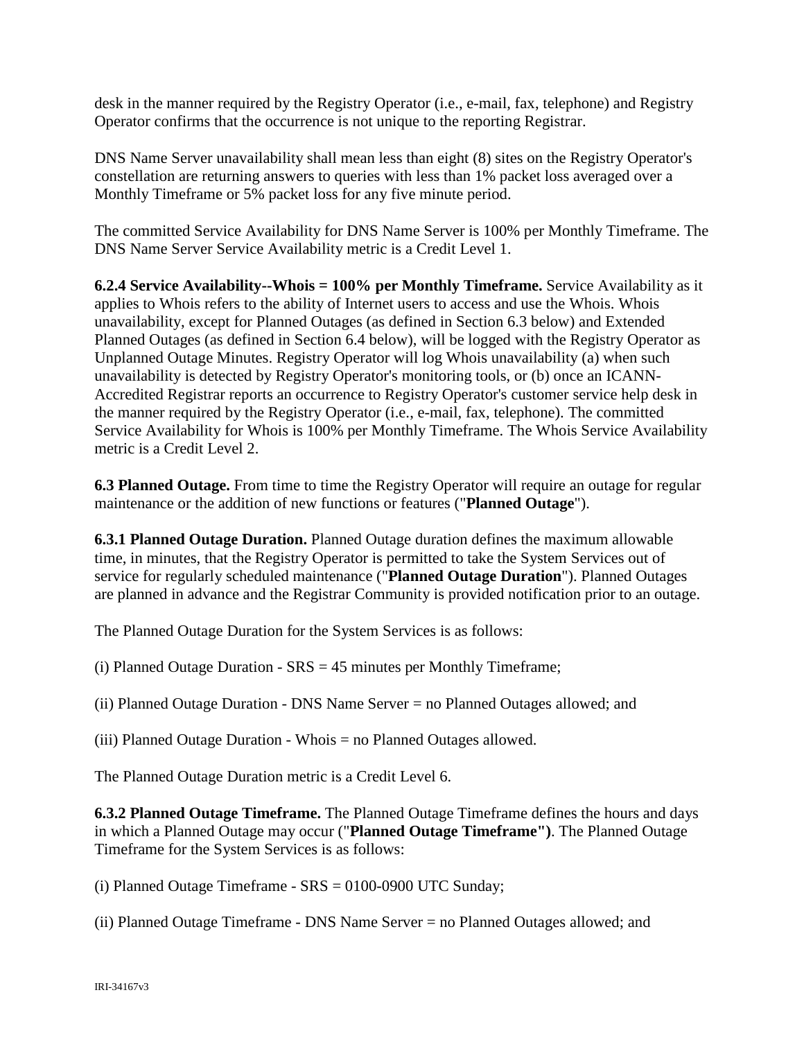desk in the manner required by the Registry Operator (i.e., e-mail, fax, telephone) and Registry Operator confirms that the occurrence is not unique to the reporting Registrar.

DNS Name Server unavailability shall mean less than eight (8) sites on the Registry Operator's constellation are returning answers to queries with less than 1% packet loss averaged over a Monthly Timeframe or 5% packet loss for any five minute period.

The committed Service Availability for DNS Name Server is 100% per Monthly Timeframe. The DNS Name Server Service Availability metric is a Credit Level 1.

**6.2.4 Service Availability--Whois = 100% per Monthly Timeframe.** Service Availability as it applies to Whois refers to the ability of Internet users to access and use the Whois. Whois unavailability, except for Planned Outages (as defined in Section 6.3 below) and Extended Planned Outages (as defined in Section 6.4 below), will be logged with the Registry Operator as Unplanned Outage Minutes. Registry Operator will log Whois unavailability (a) when such unavailability is detected by Registry Operator's monitoring tools, or (b) once an ICANN-Accredited Registrar reports an occurrence to Registry Operator's customer service help desk in the manner required by the Registry Operator (i.e., e-mail, fax, telephone). The committed Service Availability for Whois is 100% per Monthly Timeframe. The Whois Service Availability metric is a Credit Level 2.

**6.3 Planned Outage.** From time to time the Registry Operator will require an outage for regular maintenance or the addition of new functions or features ("**Planned Outage**").

**6.3.1 Planned Outage Duration.** Planned Outage duration defines the maximum allowable time, in minutes, that the Registry Operator is permitted to take the System Services out of service for regularly scheduled maintenance ("**Planned Outage Duration**"). Planned Outages are planned in advance and the Registrar Community is provided notification prior to an outage.

The Planned Outage Duration for the System Services is as follows:

(i) Planned Outage Duration - SRS = 45 minutes per Monthly Timeframe;

(ii) Planned Outage Duration - DNS Name Server = no Planned Outages allowed; and

(iii) Planned Outage Duration - Whois = no Planned Outages allowed.

The Planned Outage Duration metric is a Credit Level 6.

**6.3.2 Planned Outage Timeframe.** The Planned Outage Timeframe defines the hours and days in which a Planned Outage may occur ("**Planned Outage Timeframe")**. The Planned Outage Timeframe for the System Services is as follows:

(i) Planned Outage Timeframe - SRS = 0100-0900 UTC Sunday;

(ii) Planned Outage Timeframe - DNS Name Server = no Planned Outages allowed; and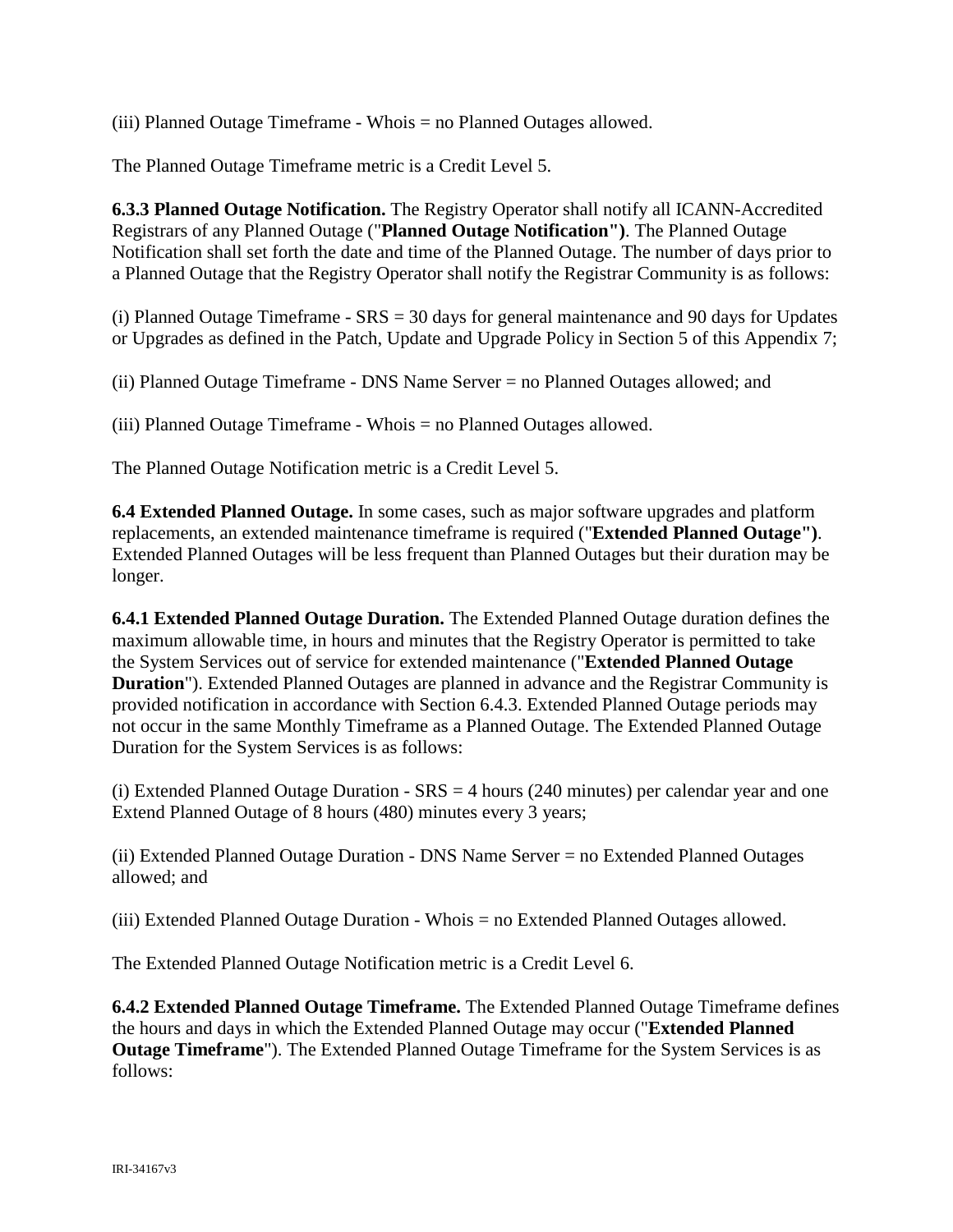(iii) Planned Outage Timeframe - Whois = no Planned Outages allowed.

The Planned Outage Timeframe metric is a Credit Level 5.

**6.3.3 Planned Outage Notification.** The Registry Operator shall notify all ICANN-Accredited Registrars of any Planned Outage ("**Planned Outage Notification")**. The Planned Outage Notification shall set forth the date and time of the Planned Outage. The number of days prior to a Planned Outage that the Registry Operator shall notify the Registrar Community is as follows:

(i) Planned Outage Timeframe - SRS = 30 days for general maintenance and 90 days for Updates or Upgrades as defined in the Patch, Update and Upgrade Policy in Section 5 of this Appendix 7;

(ii) Planned Outage Timeframe - DNS Name Server = no Planned Outages allowed; and

(iii) Planned Outage Timeframe - Whois = no Planned Outages allowed.

The Planned Outage Notification metric is a Credit Level 5.

**6.4 Extended Planned Outage.** In some cases, such as major software upgrades and platform replacements, an extended maintenance timeframe is required ("**Extended Planned Outage")**. Extended Planned Outages will be less frequent than Planned Outages but their duration may be longer.

**6.4.1 Extended Planned Outage Duration.** The Extended Planned Outage duration defines the maximum allowable time, in hours and minutes that the Registry Operator is permitted to take the System Services out of service for extended maintenance ("**Extended Planned Outage Duration**"). Extended Planned Outages are planned in advance and the Registrar Community is provided notification in accordance with Section 6.4.3. Extended Planned Outage periods may not occur in the same Monthly Timeframe as a Planned Outage. The Extended Planned Outage Duration for the System Services is as follows:

(i) Extended Planned Outage Duration - SRS = 4 hours (240 minutes) per calendar year and one Extend Planned Outage of 8 hours (480) minutes every 3 years;

(ii) Extended Planned Outage Duration - DNS Name Server = no Extended Planned Outages allowed; and

(iii) Extended Planned Outage Duration - Whois = no Extended Planned Outages allowed.

The Extended Planned Outage Notification metric is a Credit Level 6.

**6.4.2 Extended Planned Outage Timeframe.** The Extended Planned Outage Timeframe defines the hours and days in which the Extended Planned Outage may occur ("**Extended Planned Outage Timeframe**"). The Extended Planned Outage Timeframe for the System Services is as follows: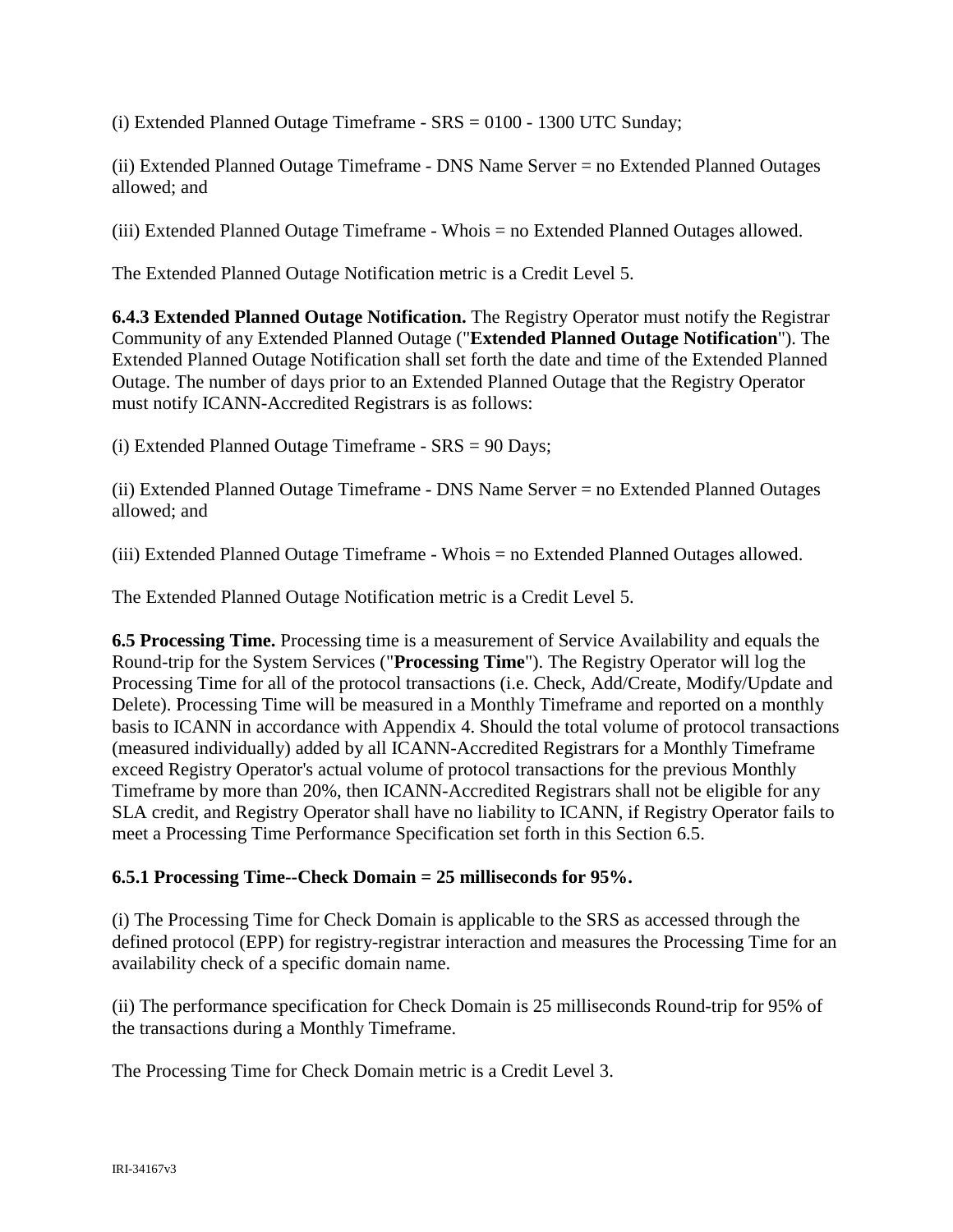(i) Extended Planned Outage Timeframe - SRS = 0100 - 1300 UTC Sunday;

(ii) Extended Planned Outage Timeframe - DNS Name Server = no Extended Planned Outages allowed; and

(iii) Extended Planned Outage Timeframe - Whois = no Extended Planned Outages allowed.

The Extended Planned Outage Notification metric is a Credit Level 5.

**6.4.3 Extended Planned Outage Notification.** The Registry Operator must notify the Registrar Community of any Extended Planned Outage ("**Extended Planned Outage Notification**"). The Extended Planned Outage Notification shall set forth the date and time of the Extended Planned Outage. The number of days prior to an Extended Planned Outage that the Registry Operator must notify ICANN-Accredited Registrars is as follows:

(i) Extended Planned Outage Timeframe - SRS = 90 Days;

(ii) Extended Planned Outage Timeframe - DNS Name Server = no Extended Planned Outages allowed; and

(iii) Extended Planned Outage Timeframe - Whois = no Extended Planned Outages allowed.

The Extended Planned Outage Notification metric is a Credit Level 5.

**6.5 Processing Time.** Processing time is a measurement of Service Availability and equals the Round-trip for the System Services ("**Processing Time**"). The Registry Operator will log the Processing Time for all of the protocol transactions (i.e. Check, Add/Create, Modify/Update and Delete). Processing Time will be measured in a Monthly Timeframe and reported on a monthly basis to ICANN in accordance with Appendix 4. Should the total volume of protocol transactions (measured individually) added by all ICANN-Accredited Registrars for a Monthly Timeframe exceed Registry Operator's actual volume of protocol transactions for the previous Monthly Timeframe by more than 20%, then ICANN-Accredited Registrars shall not be eligible for any SLA credit, and Registry Operator shall have no liability to ICANN, if Registry Operator fails to meet a Processing Time Performance Specification set forth in this Section 6.5.

**6.5.1 Processing Time--Check Domain = 25 milliseconds for 95%.**

(i) The Processing Time for Check Domain is applicable to the SRS as accessed through the defined protocol (EPP) for registry-registrar interaction and measures the Processing Time for an availability check of a specific domain name.

(ii) The performance specification for Check Domain is 25 milliseconds Round-trip for 95% of the transactions during a Monthly Timeframe.

The Processing Time for Check Domain metric is a Credit Level 3.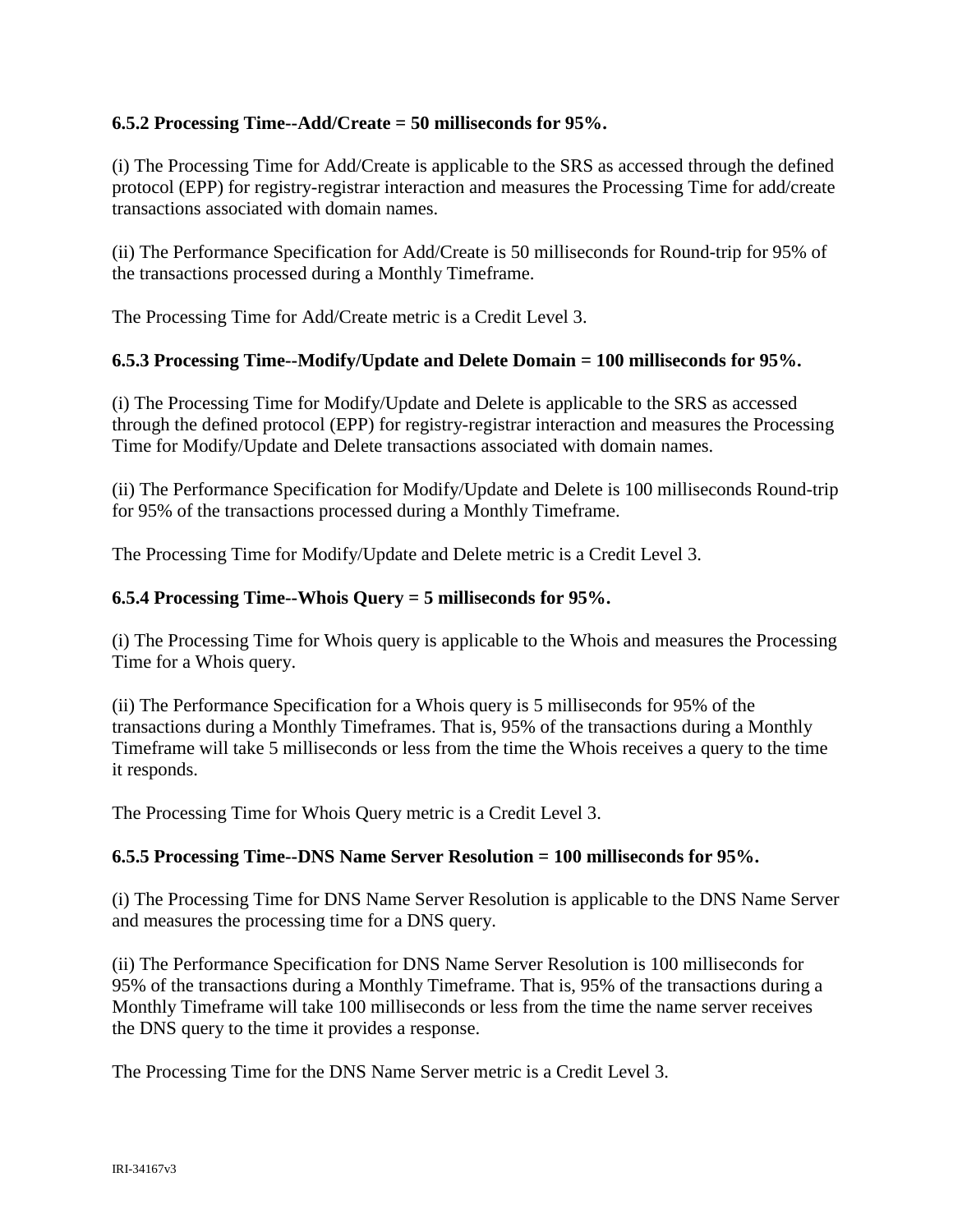**6.5.2 Processing Time--Add/Create = 50 milliseconds for 95%.**

(i) The Processing Time for Add/Create is applicable to the SRS as accessed through the defined protocol (EPP) for registry-registrar interaction and measures the Processing Time for add/create transactions associated with domain names.

(ii) The Performance Specification for Add/Create is 50 milliseconds for Round-trip for 95% of the transactions processed during a Monthly Timeframe.

The Processing Time for Add/Create metric is a Credit Level 3.

**6.5.3 Processing Time--Modify/Update and Delete Domain = 100 milliseconds for 95%.**

(i) The Processing Time for Modify/Update and Delete is applicable to the SRS as accessed through the defined protocol (EPP) for registry-registrar interaction and measures the Processing Time for Modify/Update and Delete transactions associated with domain names.

(ii) The Performance Specification for Modify/Update and Delete is 100 milliseconds Round-trip for 95% of the transactions processed during a Monthly Timeframe.

The Processing Time for Modify/Update and Delete metric is a Credit Level 3.

**6.5.4 Processing Time--Whois Query = 5 milliseconds for 95%.**

(i) The Processing Time for Whois query is applicable to the Whois and measures the Processing Time for a Whois query.

(ii) The Performance Specification for a Whois query is 5 milliseconds for 95% of the transactions during a Monthly Timeframes. That is, 95% of the transactions during a Monthly Timeframe will take 5 milliseconds or less from the time the Whois receives a query to the time it responds.

The Processing Time for Whois Query metric is a Credit Level 3.

**6.5.5 Processing Time--DNS Name Server Resolution = 100 milliseconds for 95%.**

(i) The Processing Time for DNS Name Server Resolution is applicable to the DNS Name Server and measures the processing time for a DNS query.

(ii) The Performance Specification for DNS Name Server Resolution is 100 milliseconds for 95% of the transactions during a Monthly Timeframe. That is, 95% of the transactions during a Monthly Timeframe will take 100 milliseconds or less from the time the name server receives the DNS query to the time it provides a response.

The Processing Time for the DNS Name Server metric is a Credit Level 3.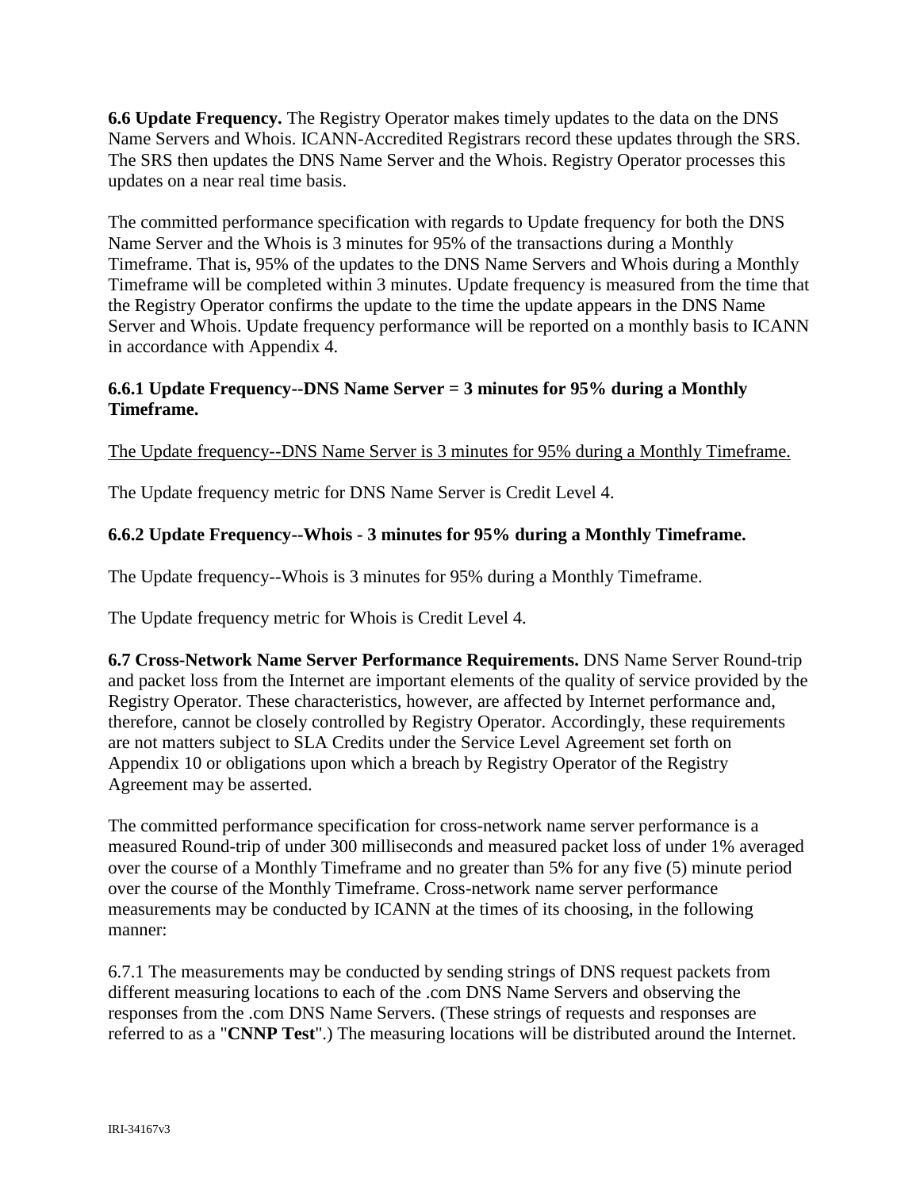**6.6 Update Frequency.** The Registry Operator makes timely updates to the data on the DNS Name Servers and Whois. ICANN-Accredited Registrars record these updates through the SRS. The SRS then updates the DNS Name Server and the Whois. Registry Operator processes this updates on a near real time basis.

The committed performance specification with regards to Update frequency for both the DNS Name Server and the Whois is 3 minutes for 95% of the transactions during a Monthly Timeframe. That is, 95% of the updates to the DNS Name Servers and Whois during a Monthly Timeframe will be completed within 3 minutes. Update frequency is measured from the time that the Registry Operator confirms the update to the time the update appears in the DNS Name Server and Whois. Update frequency performance will be reported on a monthly basis to ICANN in accordance with Appendix 4.

**6.6.1 Update Frequency--DNS Name Server = 3 minutes for 95% during a Monthly Timeframe.**

<u>The Update frequency--DNS Name Server is 3 minutes for 95% during a Monthly Timeframe.</u>

The Update frequency metric for DNS Name Server is Credit Level 4.

**6.6.2 Update Frequency--Whois - 3 minutes for 95% during a Monthly Timeframe.**

The Update frequency--Whois is 3 minutes for 95% during a Monthly Timeframe.

The Update frequency metric for Whois is Credit Level 4.

**6.7 Cross-Network Name Server Performance Requirements.** DNS Name Server Round-trip and packet loss from the Internet are important elements of the quality of service provided by the Registry Operator. These characteristics, however, are affected by Internet performance and, therefore, cannot be closely controlled by Registry Operator. Accordingly, these requirements are not matters subject to SLA Credits under the Service Level Agreement set forth on Appendix 10 or obligations upon which a breach by Registry Operator of the Registry Agreement may be asserted.

The committed performance specification for cross-network name server performance is a measured Round-trip of under 300 milliseconds and measured packet loss of under 1% averaged over the course of a Monthly Timeframe and no greater than 5% for any five (5) minute period over the course of the Monthly Timeframe. Cross-network name server performance measurements may be conducted by ICANN at the times of its choosing, in the following manner:

6.7.1 The measurements may be conducted by sending strings of DNS request packets from different measuring locations to each of the .com DNS Name Servers and observing the responses from the .com DNS Name Servers. (These strings of requests and responses are referred to as a "**CNNP Test**".) The measuring locations will be distributed around the Internet.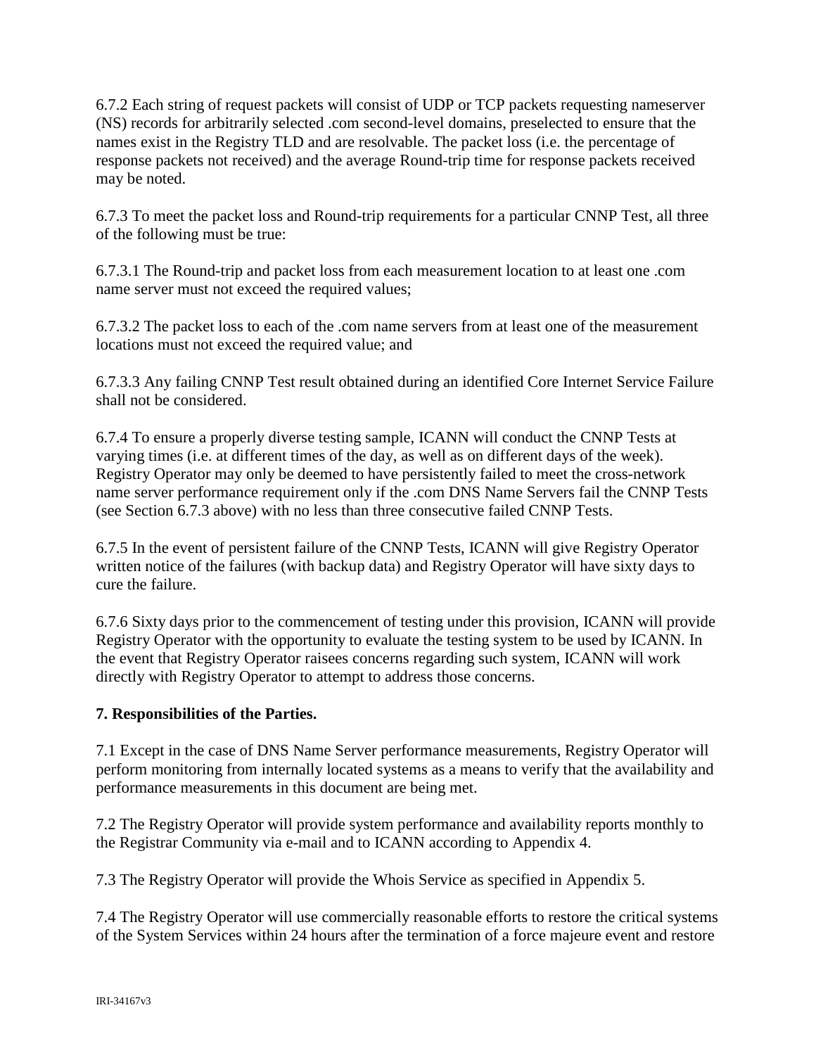6.7.2 Each string of request packets will consist of UDP or TCP packets requesting nameserver (NS) records for arbitrarily selected .com second-level domains, preselected to ensure that the names exist in the Registry TLD and are resolvable. The packet loss (i.e. the percentage of response packets not received) and the average Round-trip time for response packets received may be noted.

6.7.3 To meet the packet loss and Round-trip requirements for a particular CNNP Test, all three of the following must be true:

6.7.3.1 The Round-trip and packet loss from each measurement location to at least one .com name server must not exceed the required values;

6.7.3.2 The packet loss to each of the .com name servers from at least one of the measurement locations must not exceed the required value; and

6.7.3.3 Any failing CNNP Test result obtained during an identified Core Internet Service Failure shall not be considered.

6.7.4 To ensure a properly diverse testing sample, ICANN will conduct the CNNP Tests at varying times (i.e. at different times of the day, as well as on different days of the week). Registry Operator may only be deemed to have persistently failed to meet the cross-network name server performance requirement only if the .com DNS Name Servers fail the CNNP Tests (see Section 6.7.3 above) with no less than three consecutive failed CNNP Tests.

6.7.5 In the event of persistent failure of the CNNP Tests, ICANN will give Registry Operator written notice of the failures (with backup data) and Registry Operator will have sixty days to cure the failure.

6.7.6 Sixty days prior to the commencement of testing under this provision, ICANN will provide Registry Operator with the opportunity to evaluate the testing system to be used by ICANN. In the event that Registry Operator raisees concerns regarding such system, ICANN will work directly with Registry Operator to attempt to address those concerns.

**7. Responsibilities of the Parties.**

7.1 Except in the case of DNS Name Server performance measurements, Registry Operator will perform monitoring from internally located systems as a means to verify that the availability and performance measurements in this document are being met.

7.2 The Registry Operator will provide system performance and availability reports monthly to the Registrar Community via e-mail and to ICANN according to Appendix 4.

7.3 The Registry Operator will provide the Whois Service as specified in Appendix 5.

7.4 The Registry Operator will use commercially reasonable efforts to restore the critical systems of the System Services within 24 hours after the termination of a force majeure event and restore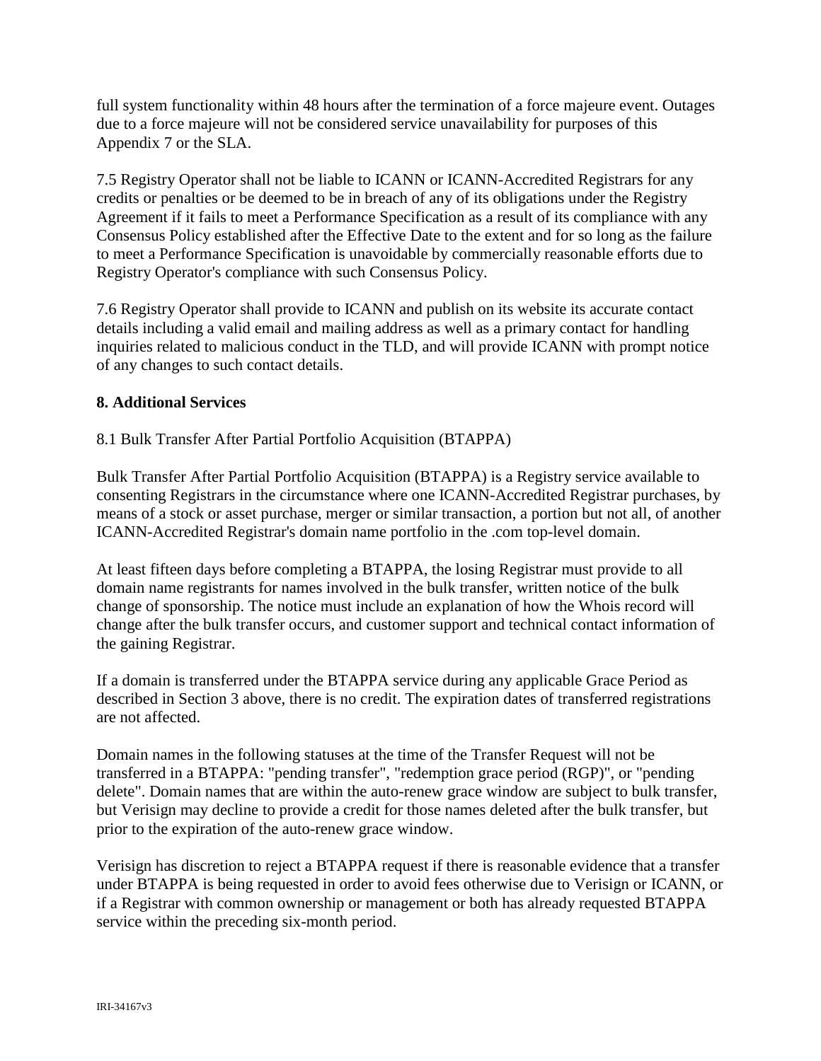full system functionality within 48 hours after the termination of a force majeure event. Outages due to a force majeure will not be considered service unavailability for purposes of this Appendix 7 or the SLA.

7.5 Registry Operator shall not be liable to ICANN or ICANN-Accredited Registrars for any credits or penalties or be deemed to be in breach of any of its obligations under the Registry Agreement if it fails to meet a Performance Specification as a result of its compliance with any Consensus Policy established after the Effective Date to the extent and for so long as the failure to meet a Performance Specification is unavoidable by commercially reasonable efforts due to Registry Operator's compliance with such Consensus Policy.

7.6 Registry Operator shall provide to ICANN and publish on its website its accurate contact details including a valid email and mailing address as well as a primary contact for handling inquiries related to malicious conduct in the TLD, and will provide ICANN with prompt notice of any changes to such contact details.

**8. Additional Services**

8.1 Bulk Transfer After Partial Portfolio Acquisition (BTAPPA)

Bulk Transfer After Partial Portfolio Acquisition (BTAPPA) is a Registry service available to consenting Registrars in the circumstance where one ICANN-Accredited Registrar purchases, by means of a stock or asset purchase, merger or similar transaction, a portion but not all, of another ICANN-Accredited Registrar's domain name portfolio in the .com top-level domain.

At least fifteen days before completing a BTAPPA, the losing Registrar must provide to all domain name registrants for names involved in the bulk transfer, written notice of the bulk change of sponsorship. The notice must include an explanation of how the Whois record will change after the bulk transfer occurs, and customer support and technical contact information of the gaining Registrar.

If a domain is transferred under the BTAPPA service during any applicable Grace Period as described in Section 3 above, there is no credit. The expiration dates of transferred registrations are not affected.

Domain names in the following statuses at the time of the Transfer Request will not be transferred in a BTAPPA: "pending transfer", "redemption grace period (RGP)", or "pending delete". Domain names that are within the auto-renew grace window are subject to bulk transfer, but Verisign may decline to provide a credit for those names deleted after the bulk transfer, but prior to the expiration of the auto-renew grace window.

Verisign has discretion to reject a BTAPPA request if there is reasonable evidence that a transfer under BTAPPA is being requested in order to avoid fees otherwise due to Verisign or ICANN, or if a Registrar with common ownership or management or both has already requested BTAPPA service within the preceding six-month period.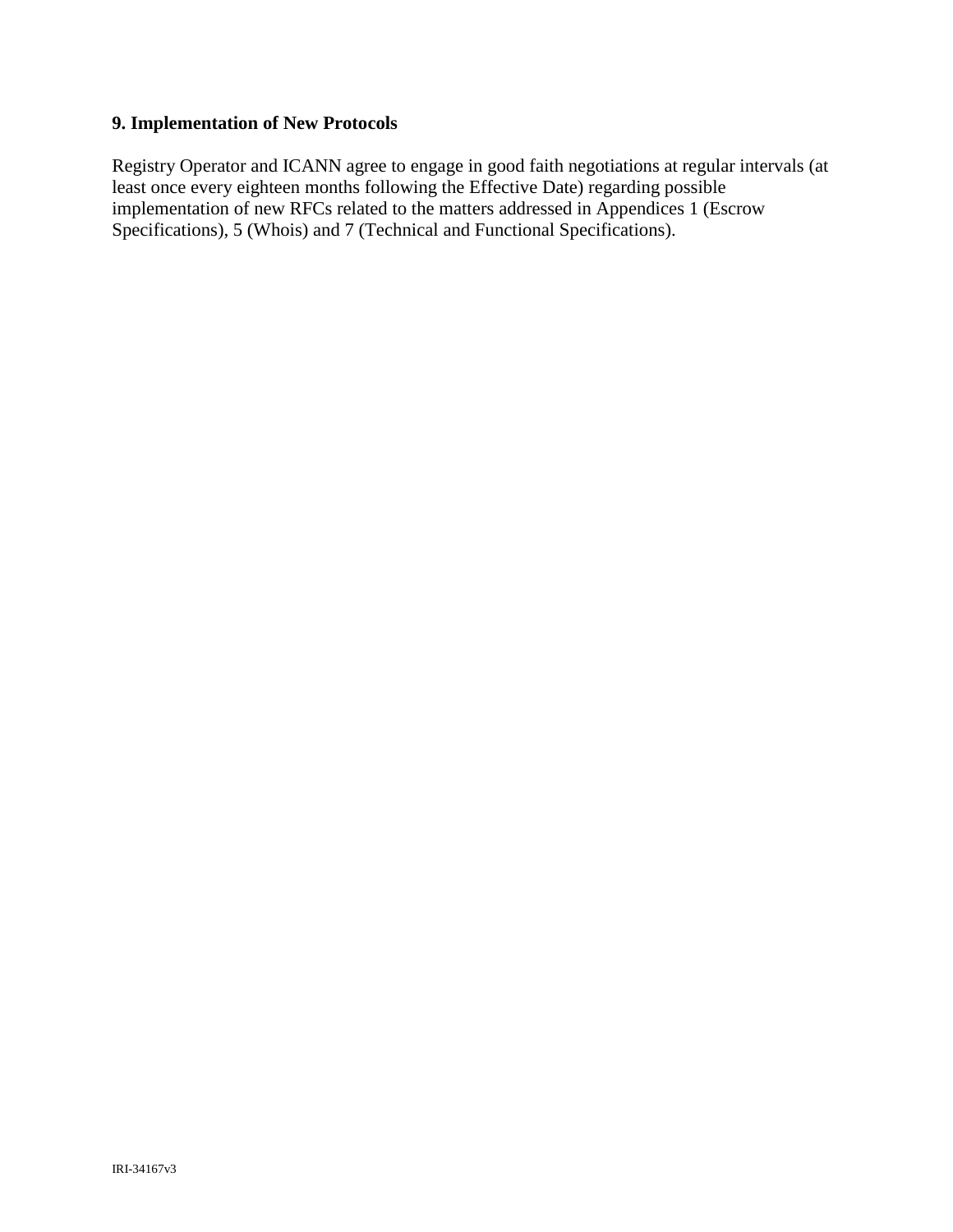## 9. Implementation of New Protocols

Registry Operator and ICANN agree to engage in good faith negotiations at regular intervals (at least once every eighteen months following the Effective Date) regarding possible implementation of new RFCs related to the matters addressed in Appendices 1 (Escrow Specifications), 5 (Whois) and 7 (Technical and Functional Specifications).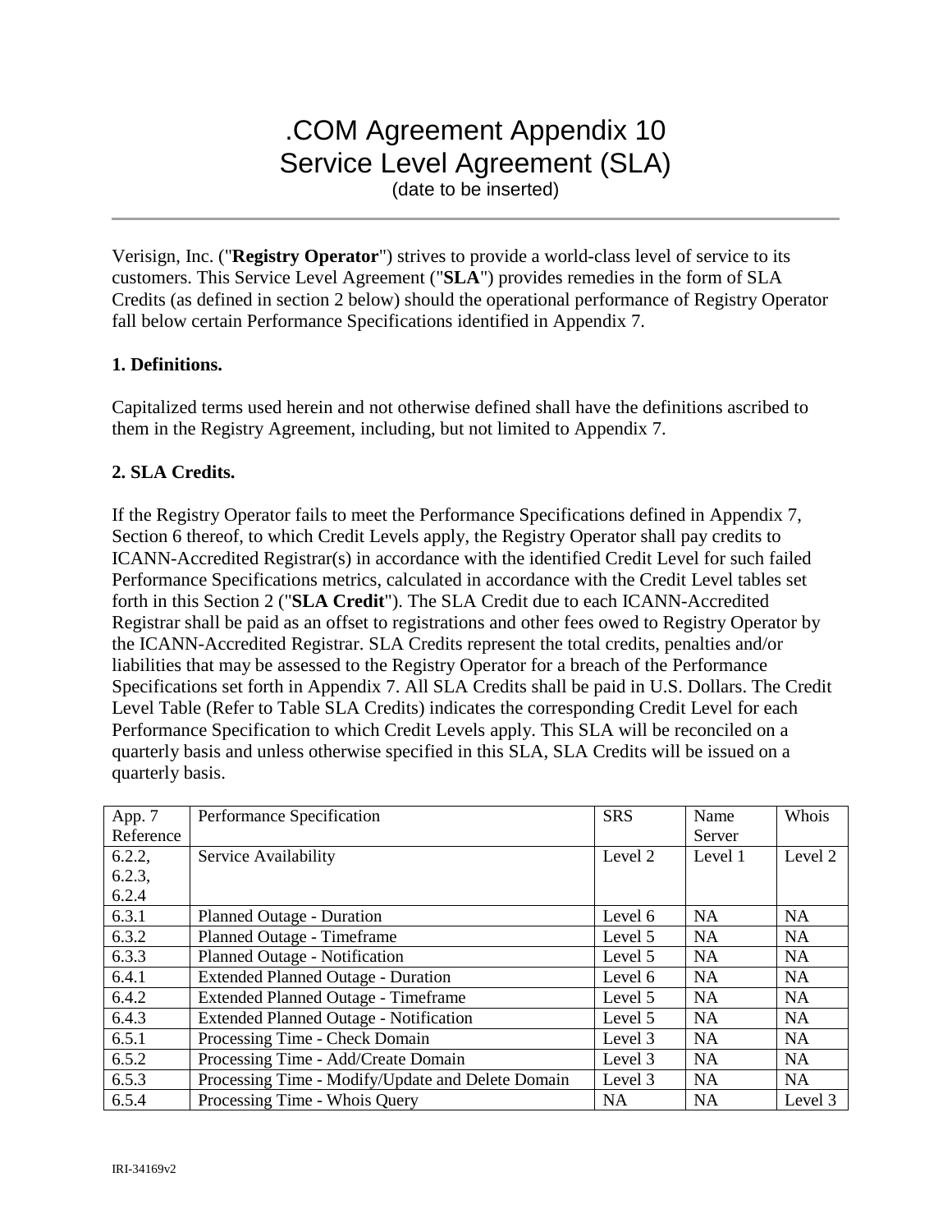# .COM Agreement Appendix 10
# Service Level Agreement (SLA)

(date to be inserted)

---

Verisign, Inc. ("**Registry Operator**") strives to provide a world-class level of service to its customers. This Service Level Agreement ("**SLA**") provides remedies in the form of SLA Credits (as defined in section 2 below) should the operational performance of Registry Operator fall below certain Performance Specifications identified in Appendix 7.

**1. Definitions.**

Capitalized terms used herein and not otherwise defined shall have the definitions ascribed to them in the Registry Agreement, including, but not limited to Appendix 7.

**2. SLA Credits.**

If the Registry Operator fails to meet the Performance Specifications defined in Appendix 7, Section 6 thereof, to which Credit Levels apply, the Registry Operator shall pay credits to ICANN-Accredited Registrar(s) in accordance with the identified Credit Level for such failed Performance Specifications metrics, calculated in accordance with the Credit Level tables set forth in this Section 2 ("**SLA Credit**"). The SLA Credit due to each ICANN-Accredited Registrar shall be paid as an offset to registrations and other fees owed to Registry Operator by the ICANN-Accredited Registrar. SLA Credits represent the total credits, penalties and/or liabilities that may be assessed to the Registry Operator for a breach of the Performance Specifications set forth in Appendix 7. All SLA Credits shall be paid in U.S. Dollars. The Credit Level Table (Refer to Table SLA Credits) indicates the corresponding Credit Level for each Performance Specification to which Credit Levels apply. This SLA will be reconciled on a quarterly basis and unless otherwise specified in this SLA, SLA Credits will be issued on a quarterly basis.

| App. 7 Reference | Performance Specification | SRS | Name Server | Whois |
|---|---|---|---|---|
| 6.2.2, 6.2.3, 6.2.4 | Service Availability | Level 2 | Level 1 | Level 2 |
| 6.3.1 | Planned Outage - Duration | Level 6 | NA | NA |
| 6.3.2 | Planned Outage - Timeframe | Level 5 | NA | NA |
| 6.3.3 | Planned Outage - Notification | Level 5 | NA | NA |
| 6.4.1 | Extended Planned Outage - Duration | Level 6 | NA | NA |
| 6.4.2 | Extended Planned Outage - Timeframe | Level 5 | NA | NA |
| 6.4.3 | Extended Planned Outage - Notification | Level 5 | NA | NA |
| 6.5.1 | Processing Time - Check Domain | Level 3 | NA | NA |
| 6.5.2 | Processing Time - Add/Create Domain | Level 3 | NA | NA |
| 6.5.3 | Processing Time - Modify/Update and Delete Domain | Level 3 | NA | NA |
| 6.5.4 | Processing Time - Whois Query | NA | NA | Level 3 |

IRI-34169v2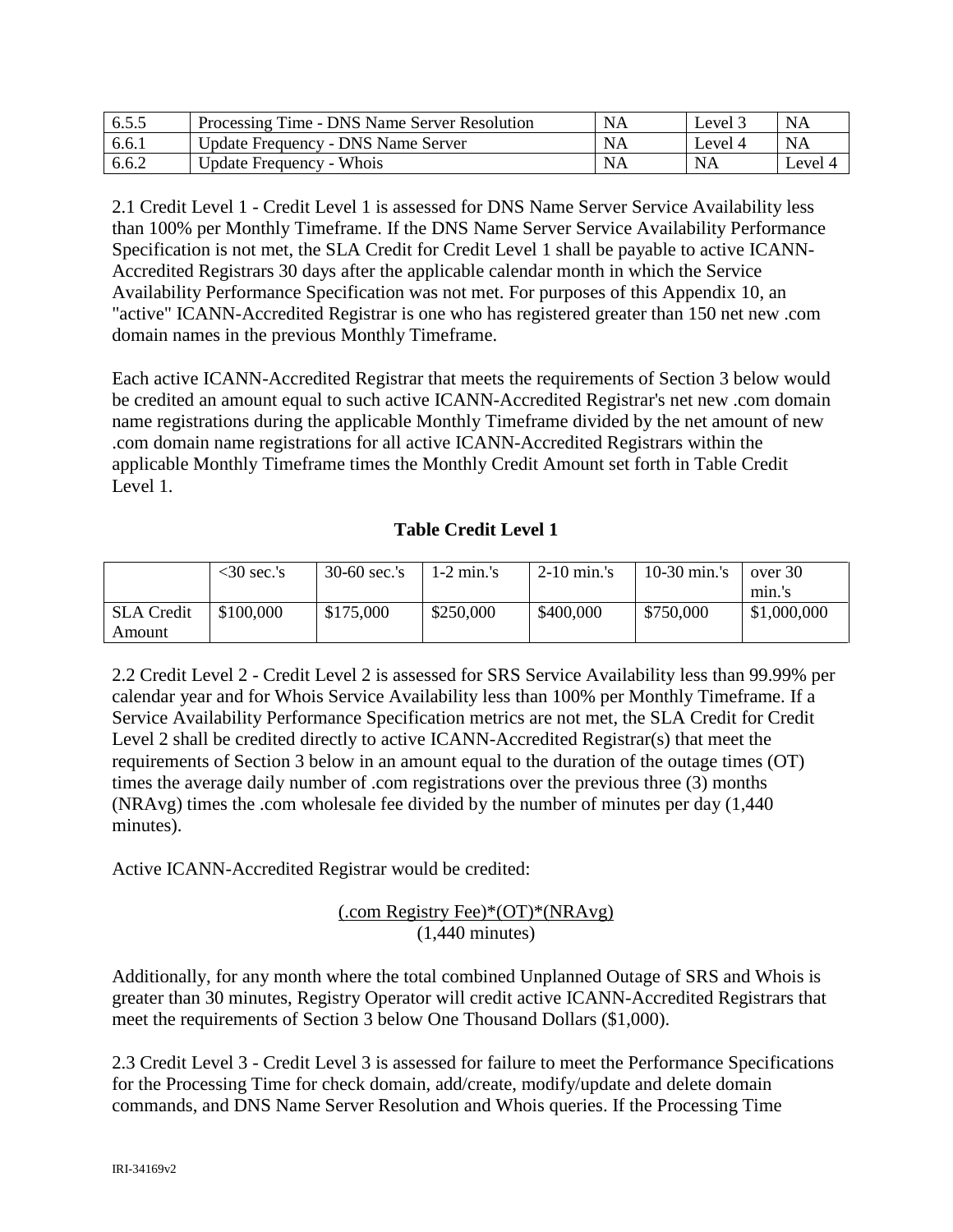| 6.5.5 | Processing Time - DNS Name Server Resolution | NA | Level 3 | NA |
|---|---|---|---|---|
| 6.6.1 | Update Frequency - DNS Name Server | NA | Level 4 | NA |
| 6.6.2 | Update Frequency - Whois | NA | NA | Level 4 |

2.1 Credit Level 1 - Credit Level 1 is assessed for DNS Name Server Service Availability less than 100% per Monthly Timeframe. If the DNS Name Server Service Availability Performance Specification is not met, the SLA Credit for Credit Level 1 shall be payable to active ICANN-Accredited Registrars 30 days after the applicable calendar month in which the Service Availability Performance Specification was not met. For purposes of this Appendix 10, an "active" ICANN-Accredited Registrar is one who has registered greater than 150 net new .com domain names in the previous Monthly Timeframe.

Each active ICANN-Accredited Registrar that meets the requirements of Section 3 below would be credited an amount equal to such active ICANN-Accredited Registrar's net new .com domain name registrations during the applicable Monthly Timeframe divided by the net amount of new .com domain name registrations for all active ICANN-Accredited Registrars within the applicable Monthly Timeframe times the Monthly Credit Amount set forth in Table Credit Level 1.

**Table Credit Level 1**

| | <30 sec.'s | 30-60 sec.'s | 1-2 min.'s | 2-10 min.'s | 10-30 min.'s | over 30 min.'s |
|---|---|---|---|---|---|---|
| SLA Credit Amount | $100,000 | $175,000 | $250,000 | $400,000 | $750,000 | $1,000,000 |

2.2 Credit Level 2 - Credit Level 2 is assessed for SRS Service Availability less than 99.99% per calendar year and for Whois Service Availability less than 100% per Monthly Timeframe. If a Service Availability Performance Specification metrics are not met, the SLA Credit for Credit Level 2 shall be credited directly to active ICANN-Accredited Registrar(s) that meet the requirements of Section 3 below in an amount equal to the duration of the outage times (OT) times the average daily number of .com registrations over the previous three (3) months (NRAvg) times the .com wholesale fee divided by the number of minutes per day (1,440 minutes).

Active ICANN-Accredited Registrar would be credited:

$$\frac{(\text{.com Registry Fee})*(OT)*(NRAvg)}{(1{,}440 \text{ minutes})}$$

Additionally, for any month where the total combined Unplanned Outage of SRS and Whois is greater than 30 minutes, Registry Operator will credit active ICANN-Accredited Registrars that meet the requirements of Section 3 below One Thousand Dollars ($1,000).

2.3 Credit Level 3 - Credit Level 3 is assessed for failure to meet the Performance Specifications for the Processing Time for check domain, add/create, modify/update and delete domain commands, and DNS Name Server Resolution and Whois queries. If the Processing Time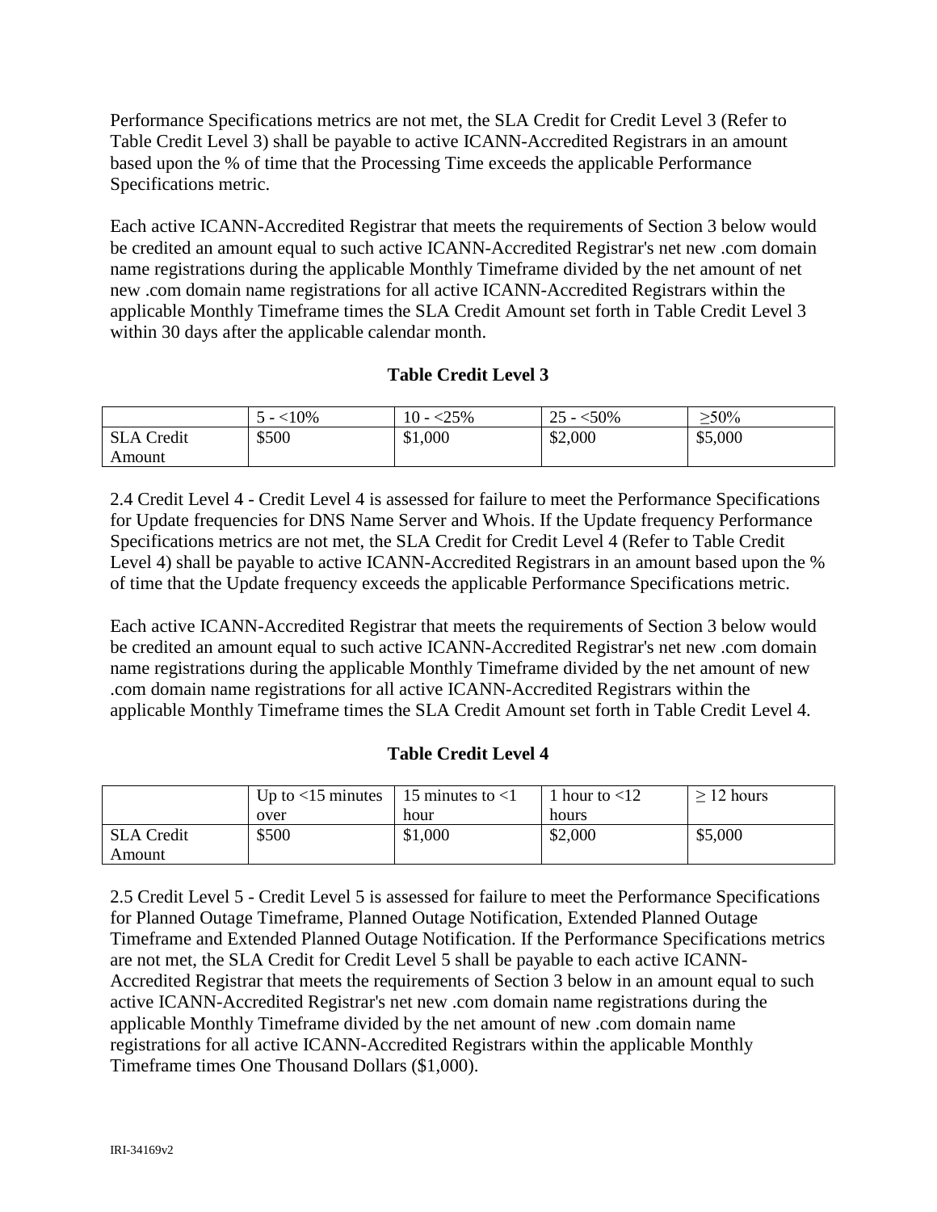Performance Specifications metrics are not met, the SLA Credit for Credit Level 3 (Refer to Table Credit Level 3) shall be payable to active ICANN-Accredited Registrars in an amount based upon the % of time that the Processing Time exceeds the applicable Performance Specifications metric.

Each active ICANN-Accredited Registrar that meets the requirements of Section 3 below would be credited an amount equal to such active ICANN-Accredited Registrar's net new .com domain name registrations during the applicable Monthly Timeframe divided by the net amount of net new .com domain name registrations for all active ICANN-Accredited Registrars within the applicable Monthly Timeframe times the SLA Credit Amount set forth in Table Credit Level 3 within 30 days after the applicable calendar month.

**Table Credit Level 3**

| | 5 - <10% | 10 - <25% | 25 - <50% | ≥50% |
|---|---|---|---|---|
| SLA Credit Amount | $500 | $1,000 | $2,000 | $5,000 |

2.4 Credit Level 4 - Credit Level 4 is assessed for failure to meet the Performance Specifications for Update frequencies for DNS Name Server and Whois. If the Update frequency Performance Specifications metrics are not met, the SLA Credit for Credit Level 4 (Refer to Table Credit Level 4) shall be payable to active ICANN-Accredited Registrars in an amount based upon the % of time that the Update frequency exceeds the applicable Performance Specifications metric.

Each active ICANN-Accredited Registrar that meets the requirements of Section 3 below would be credited an amount equal to such active ICANN-Accredited Registrar's net new .com domain name registrations during the applicable Monthly Timeframe divided by the net amount of new .com domain name registrations for all active ICANN-Accredited Registrars within the applicable Monthly Timeframe times the SLA Credit Amount set forth in Table Credit Level 4.

**Table Credit Level 4**

| | Up to <15 minutes over | 15 minutes to <1 hour | 1 hour to <12 hours | ≥ 12 hours |
|---|---|---|---|---|
| SLA Credit Amount | $500 | $1,000 | $2,000 | $5,000 |

2.5 Credit Level 5 - Credit Level 5 is assessed for failure to meet the Performance Specifications for Planned Outage Timeframe, Planned Outage Notification, Extended Planned Outage Timeframe and Extended Planned Outage Notification. If the Performance Specifications metrics are not met, the SLA Credit for Credit Level 5 shall be payable to each active ICANN-Accredited Registrar that meets the requirements of Section 3 below in an amount equal to such active ICANN-Accredited Registrar's net new .com domain name registrations during the applicable Monthly Timeframe divided by the net amount of new .com domain name registrations for all active ICANN-Accredited Registrars within the applicable Monthly Timeframe times One Thousand Dollars ($1,000).

IRI-34169v2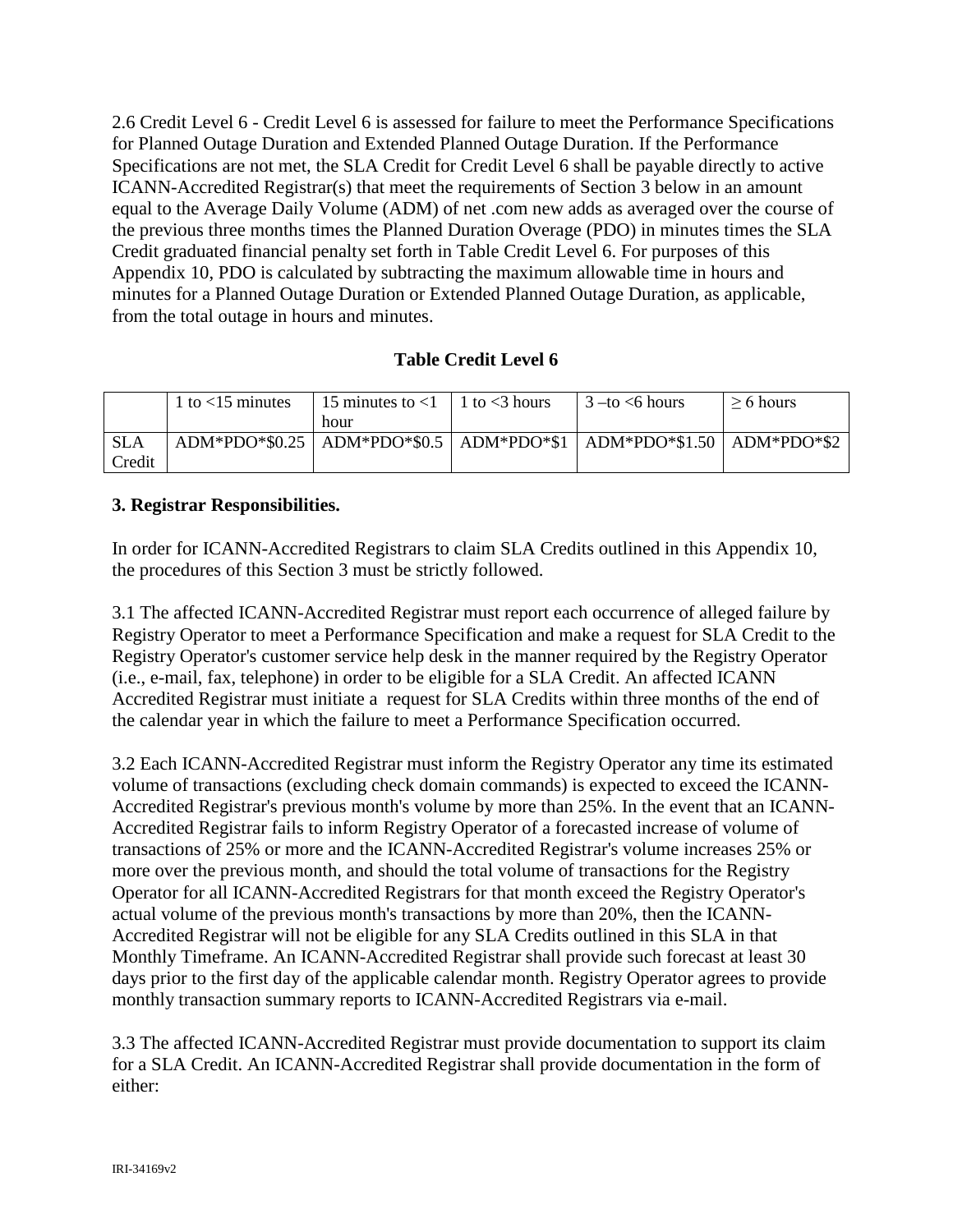2.6 Credit Level 6 - Credit Level 6 is assessed for failure to meet the Performance Specifications for Planned Outage Duration and Extended Planned Outage Duration. If the Performance Specifications are not met, the SLA Credit for Credit Level 6 shall be payable directly to active ICANN-Accredited Registrar(s) that meet the requirements of Section 3 below in an amount equal to the Average Daily Volume (ADM) of net .com new adds as averaged over the course of the previous three months times the Planned Duration Overage (PDO) in minutes times the SLA Credit graduated financial penalty set forth in Table Credit Level 6. For purposes of this Appendix 10, PDO is calculated by subtracting the maximum allowable time in hours and minutes for a Planned Outage Duration or Extended Planned Outage Duration, as applicable, from the total outage in hours and minutes.

**Table Credit Level 6**

| | 1 to <15 minutes | 15 minutes to <1 hour | 1 to <3 hours | 3 –to <6 hours | ≥ 6 hours |
|---|---|---|---|---|---|
| SLA Credit | ADM*PDO*$0.25 | ADM*PDO*$0.5 | ADM*PDO*$1 | ADM*PDO*$1.50 | ADM*PDO*$2 |

**3. Registrar Responsibilities.**

In order for ICANN-Accredited Registrars to claim SLA Credits outlined in this Appendix 10, the procedures of this Section 3 must be strictly followed.

3.1 The affected ICANN-Accredited Registrar must report each occurrence of alleged failure by Registry Operator to meet a Performance Specification and make a request for SLA Credit to the Registry Operator's customer service help desk in the manner required by the Registry Operator (i.e., e-mail, fax, telephone) in order to be eligible for a SLA Credit. An affected ICANN Accredited Registrar must initiate a request for SLA Credits within three months of the end of the calendar year in which the failure to meet a Performance Specification occurred.

3.2 Each ICANN-Accredited Registrar must inform the Registry Operator any time its estimated volume of transactions (excluding check domain commands) is expected to exceed the ICANN-Accredited Registrar's previous month's volume by more than 25%. In the event that an ICANN-Accredited Registrar fails to inform Registry Operator of a forecasted increase of volume of transactions of 25% or more and the ICANN-Accredited Registrar's volume increases 25% or more over the previous month, and should the total volume of transactions for the Registry Operator for all ICANN-Accredited Registrars for that month exceed the Registry Operator's actual volume of the previous month's transactions by more than 20%, then the ICANN-Accredited Registrar will not be eligible for any SLA Credits outlined in this SLA in that Monthly Timeframe. An ICANN-Accredited Registrar shall provide such forecast at least 30 days prior to the first day of the applicable calendar month. Registry Operator agrees to provide monthly transaction summary reports to ICANN-Accredited Registrars via e-mail.

3.3 The affected ICANN-Accredited Registrar must provide documentation to support its claim for a SLA Credit. An ICANN-Accredited Registrar shall provide documentation in the form of either: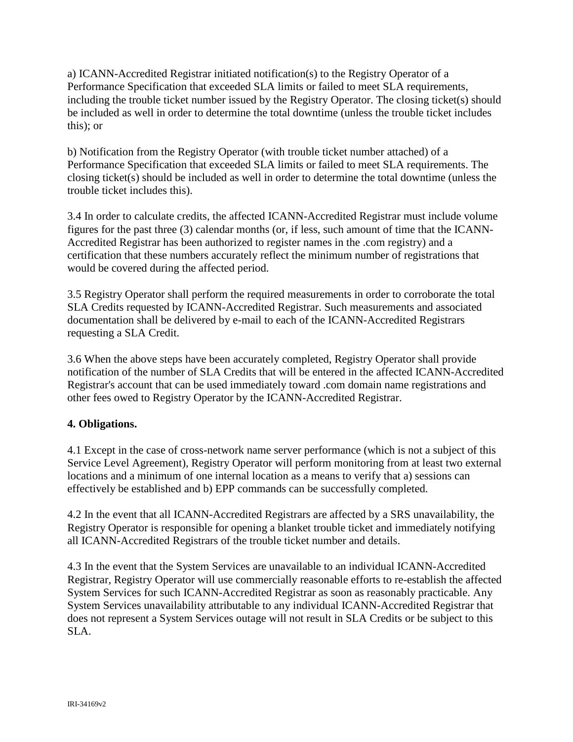a) ICANN-Accredited Registrar initiated notification(s) to the Registry Operator of a Performance Specification that exceeded SLA limits or failed to meet SLA requirements, including the trouble ticket number issued by the Registry Operator. The closing ticket(s) should be included as well in order to determine the total downtime (unless the trouble ticket includes this); or

b) Notification from the Registry Operator (with trouble ticket number attached) of a Performance Specification that exceeded SLA limits or failed to meet SLA requirements. The closing ticket(s) should be included as well in order to determine the total downtime (unless the trouble ticket includes this).

3.4 In order to calculate credits, the affected ICANN-Accredited Registrar must include volume figures for the past three (3) calendar months (or, if less, such amount of time that the ICANN-Accredited Registrar has been authorized to register names in the .com registry) and a certification that these numbers accurately reflect the minimum number of registrations that would be covered during the affected period.

3.5 Registry Operator shall perform the required measurements in order to corroborate the total SLA Credits requested by ICANN-Accredited Registrar. Such measurements and associated documentation shall be delivered by e-mail to each of the ICANN-Accredited Registrars requesting a SLA Credit.

3.6 When the above steps have been accurately completed, Registry Operator shall provide notification of the number of SLA Credits that will be entered in the affected ICANN-Accredited Registrar's account that can be used immediately toward .com domain name registrations and other fees owed to Registry Operator by the ICANN-Accredited Registrar.

**4. Obligations.**

4.1 Except in the case of cross-network name server performance (which is not a subject of this Service Level Agreement), Registry Operator will perform monitoring from at least two external locations and a minimum of one internal location as a means to verify that a) sessions can effectively be established and b) EPP commands can be successfully completed.

4.2 In the event that all ICANN-Accredited Registrars are affected by a SRS unavailability, the Registry Operator is responsible for opening a blanket trouble ticket and immediately notifying all ICANN-Accredited Registrars of the trouble ticket number and details.

4.3 In the event that the System Services are unavailable to an individual ICANN-Accredited Registrar, Registry Operator will use commercially reasonable efforts to re-establish the affected System Services for such ICANN-Accredited Registrar as soon as reasonably practicable. Any System Services unavailability attributable to any individual ICANN-Accredited Registrar that does not represent a System Services outage will not result in SLA Credits or be subject to this SLA.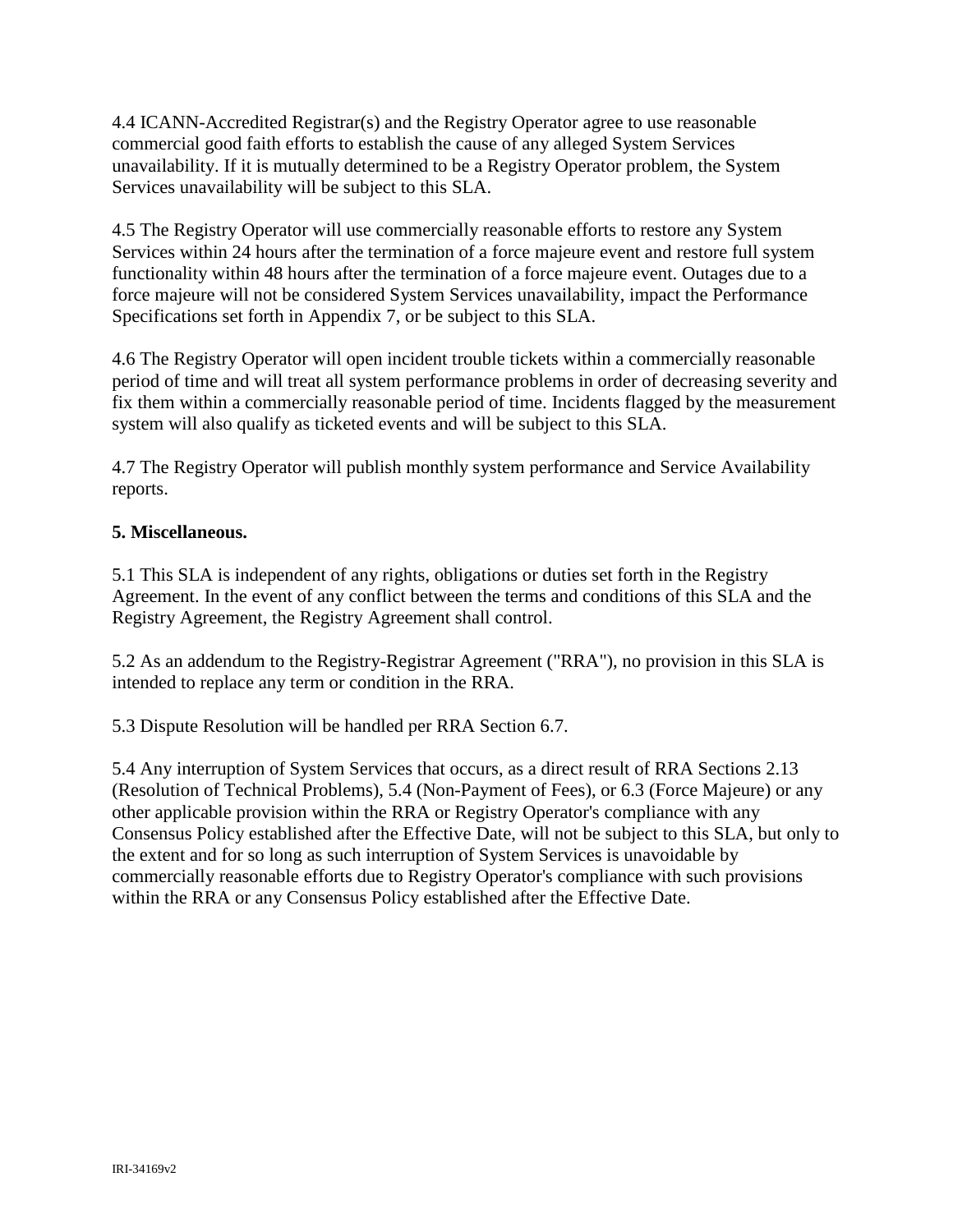4.4 ICANN-Accredited Registrar(s) and the Registry Operator agree to use reasonable commercial good faith efforts to establish the cause of any alleged System Services unavailability. If it is mutually determined to be a Registry Operator problem, the System Services unavailability will be subject to this SLA.

4.5 The Registry Operator will use commercially reasonable efforts to restore any System Services within 24 hours after the termination of a force majeure event and restore full system functionality within 48 hours after the termination of a force majeure event. Outages due to a force majeure will not be considered System Services unavailability, impact the Performance Specifications set forth in Appendix 7, or be subject to this SLA.

4.6 The Registry Operator will open incident trouble tickets within a commercially reasonable period of time and will treat all system performance problems in order of decreasing severity and fix them within a commercially reasonable period of time. Incidents flagged by the measurement system will also qualify as ticketed events and will be subject to this SLA.

4.7 The Registry Operator will publish monthly system performance and Service Availability reports.

**5. Miscellaneous.**

5.1 This SLA is independent of any rights, obligations or duties set forth in the Registry Agreement. In the event of any conflict between the terms and conditions of this SLA and the Registry Agreement, the Registry Agreement shall control.

5.2 As an addendum to the Registry-Registrar Agreement ("RRA"), no provision in this SLA is intended to replace any term or condition in the RRA.

5.3 Dispute Resolution will be handled per RRA Section 6.7.

5.4 Any interruption of System Services that occurs, as a direct result of RRA Sections 2.13 (Resolution of Technical Problems), 5.4 (Non-Payment of Fees), or 6.3 (Force Majeure) or any other applicable provision within the RRA or Registry Operator's compliance with any Consensus Policy established after the Effective Date, will not be subject to this SLA, but only to the extent and for so long as such interruption of System Services is unavoidable by commercially reasonable efforts due to Registry Operator's compliance with such provisions within the RRA or any Consensus Policy established after the Effective Date.